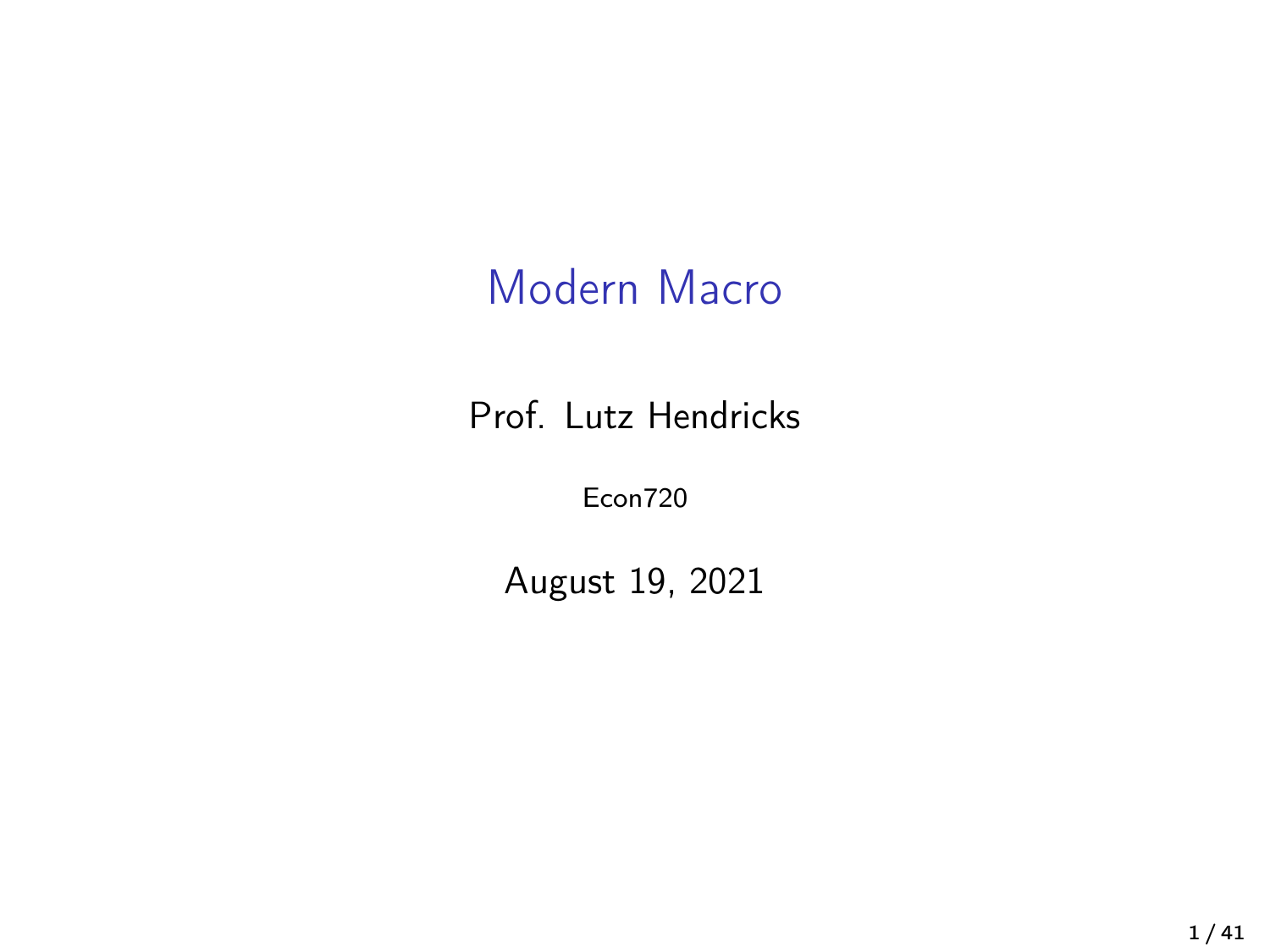# Modern Macro

Prof. Lutz Hendricks

Econ720

August 19, 2021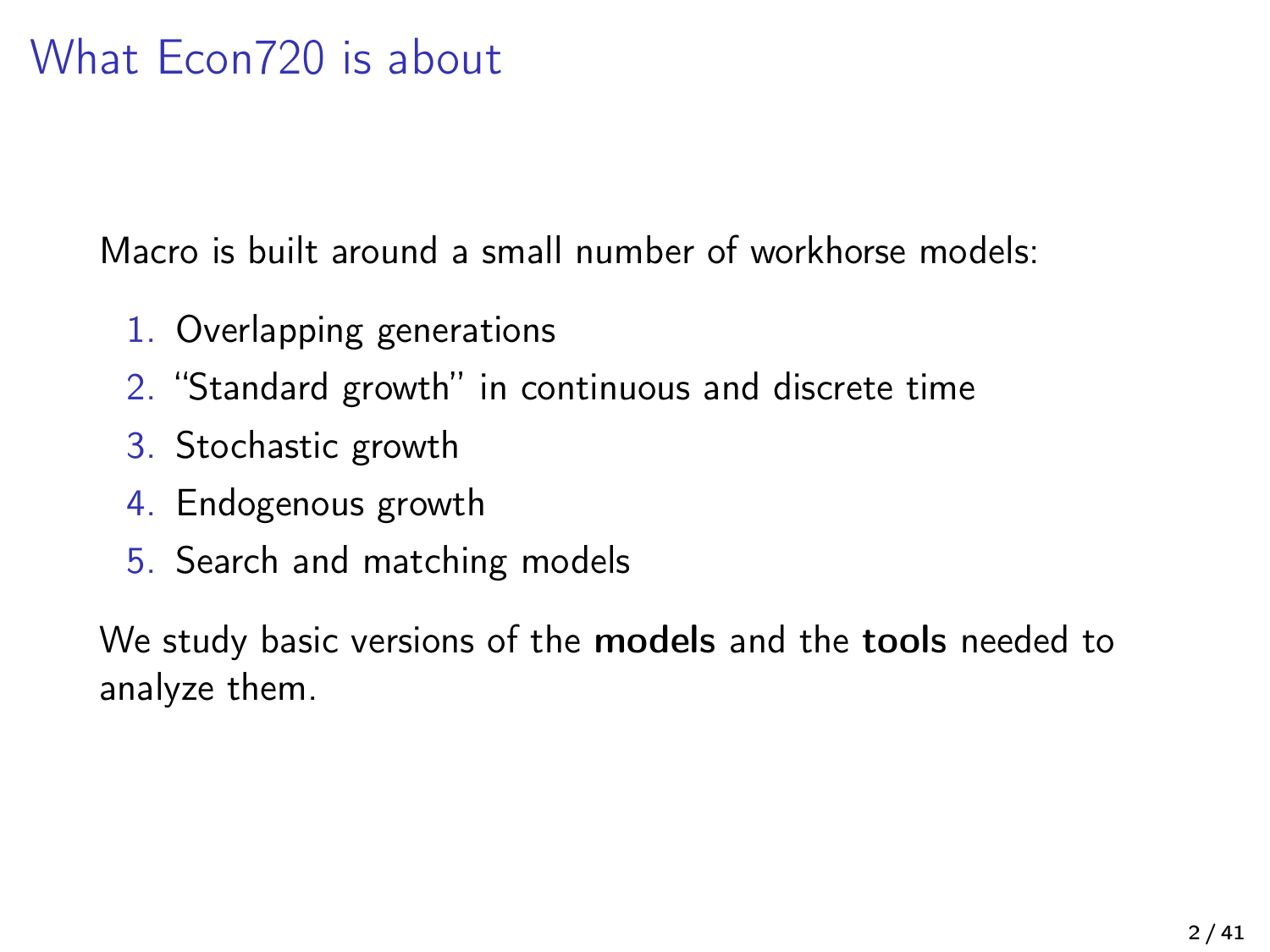# What Econ720 is about

Macro is built around a small number of workhorse models:

1. Overlapping generations
2. "Standard growth" in continuous and discrete time
3. Stochastic growth
4. Endogenous growth
5. Search and matching models

We study basic versions of the **models** and the **tools** needed to analyze them.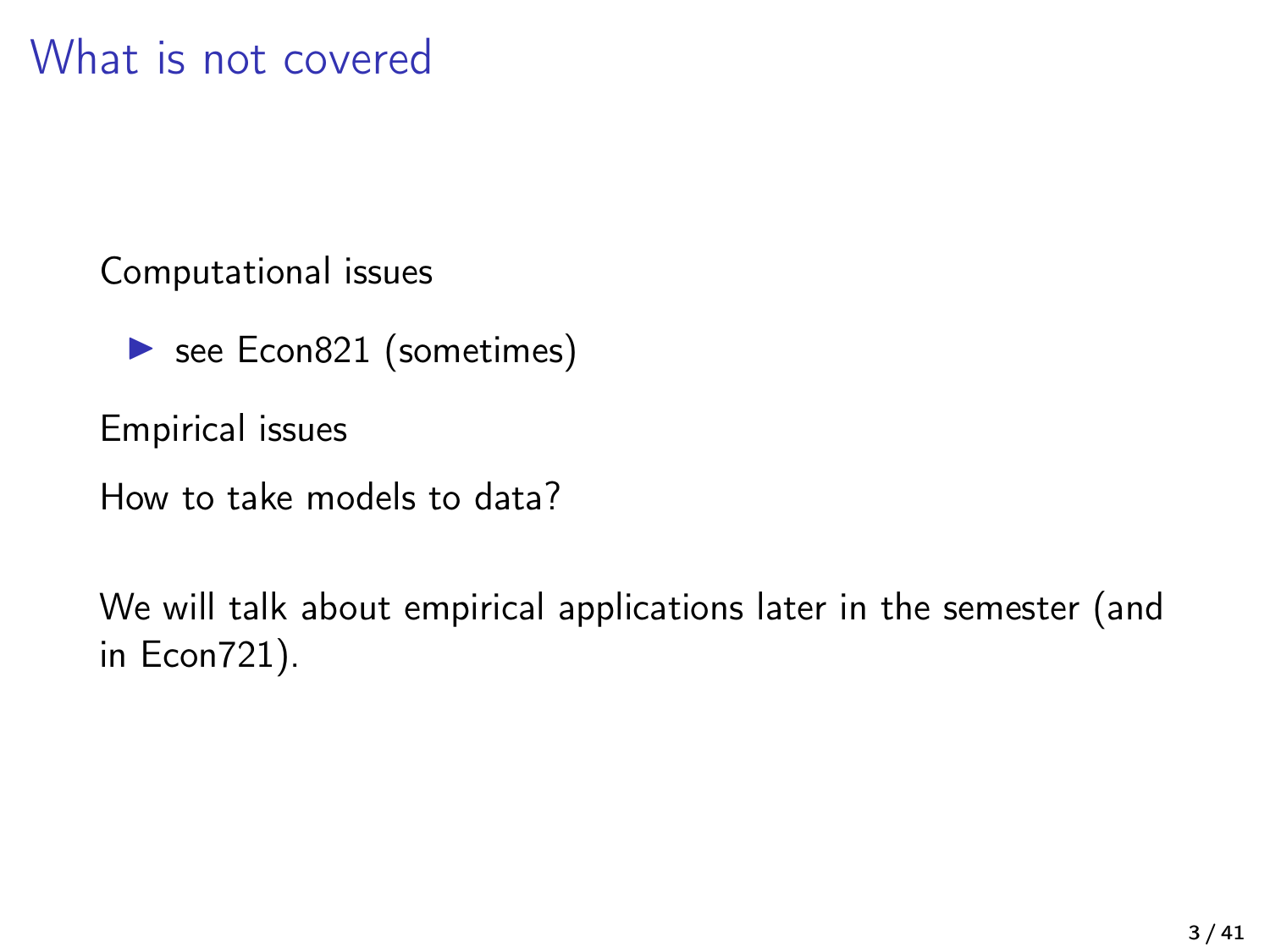# What is not covered

Computational issues

- see Econ821 (sometimes)

Empirical issues

How to take models to data?

We will talk about empirical applications later in the semester (and in Econ721).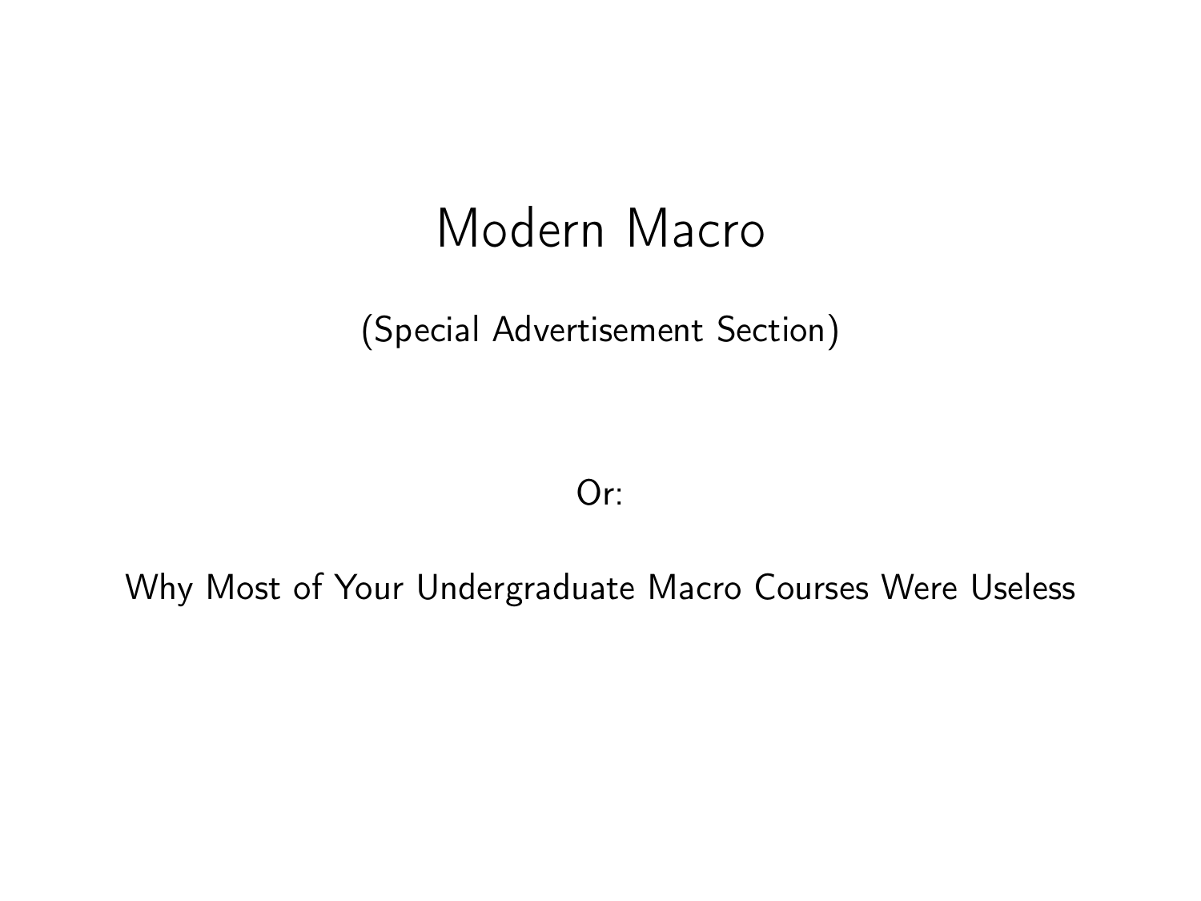# Modern Macro

(Special Advertisement Section)

Or:

Why Most of Your Undergraduate Macro Courses Were Useless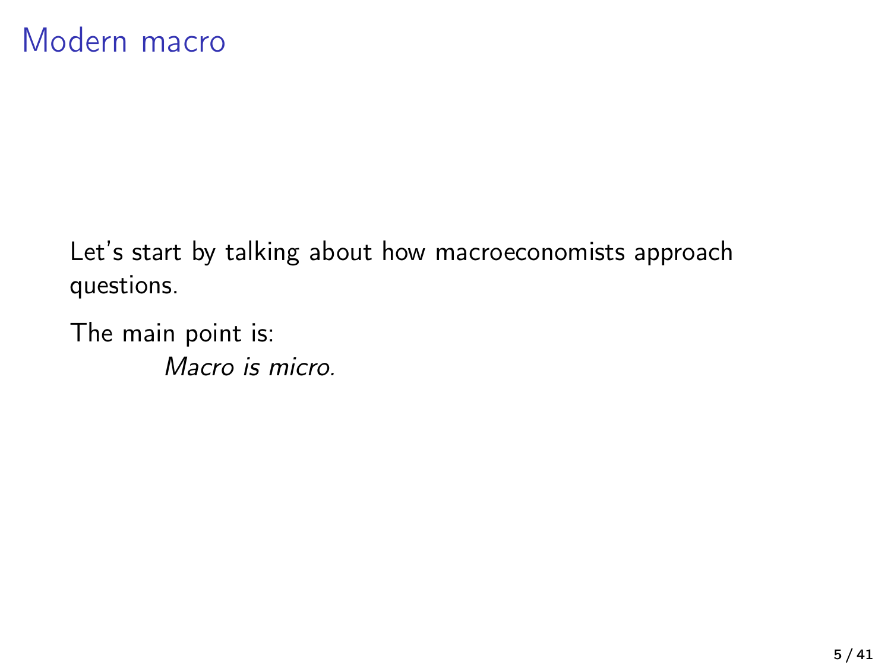# Modern macro

Let's start by talking about how macroeconomists approach questions.

The main point is:

*Macro is micro.*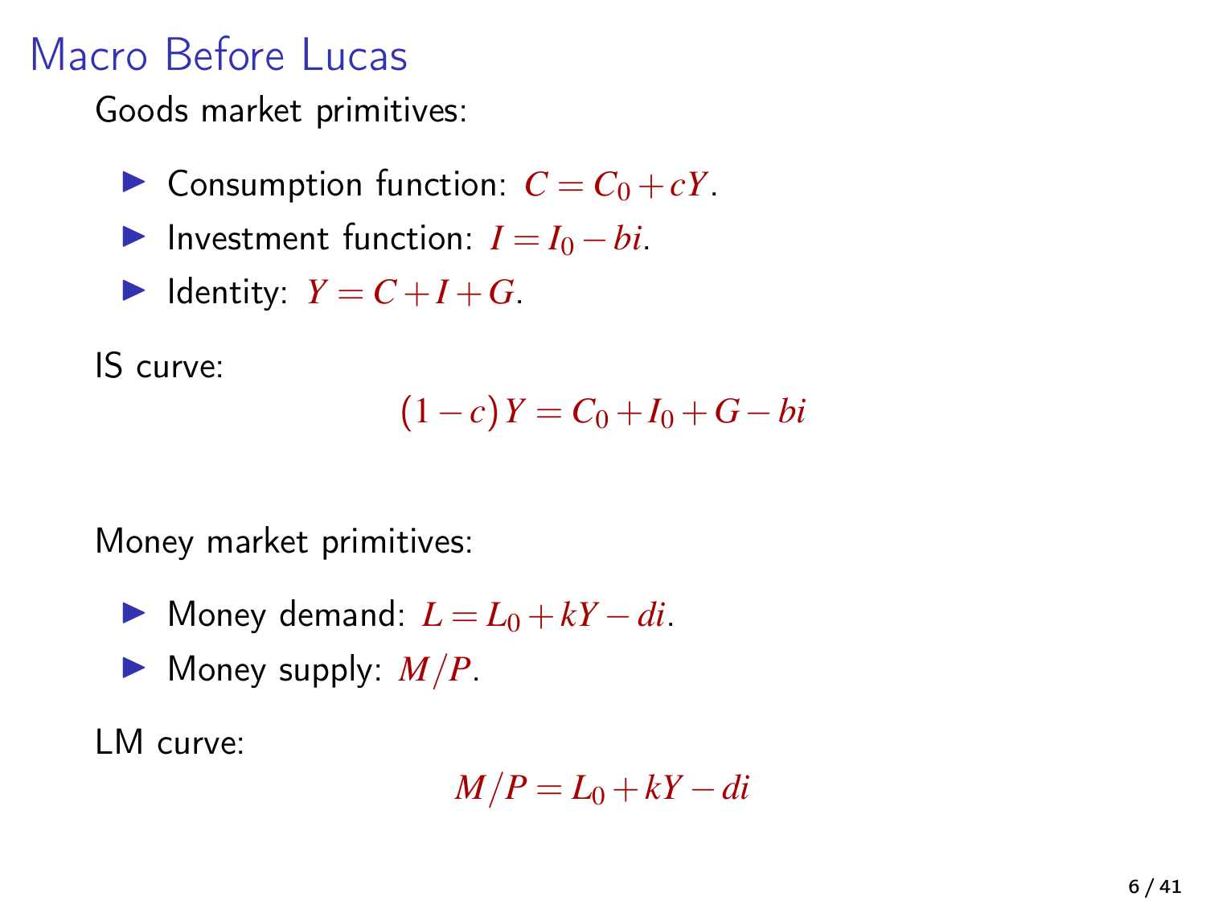# Macro Before Lucas

Goods market primitives:

- Consumption function: $C = C_0 + cY$.
- Investment function: $I = I_0 - bi$.
- Identity: $Y = C + I + G$.

IS curve:

$$(1-c)Y = C_0 + I_0 + G - bi$$

Money market primitives:

- Money demand: $L = L_0 + kY - di$.
- Money supply: $M/P$.

LM curve:

$$M/P = L_0 + kY - di$$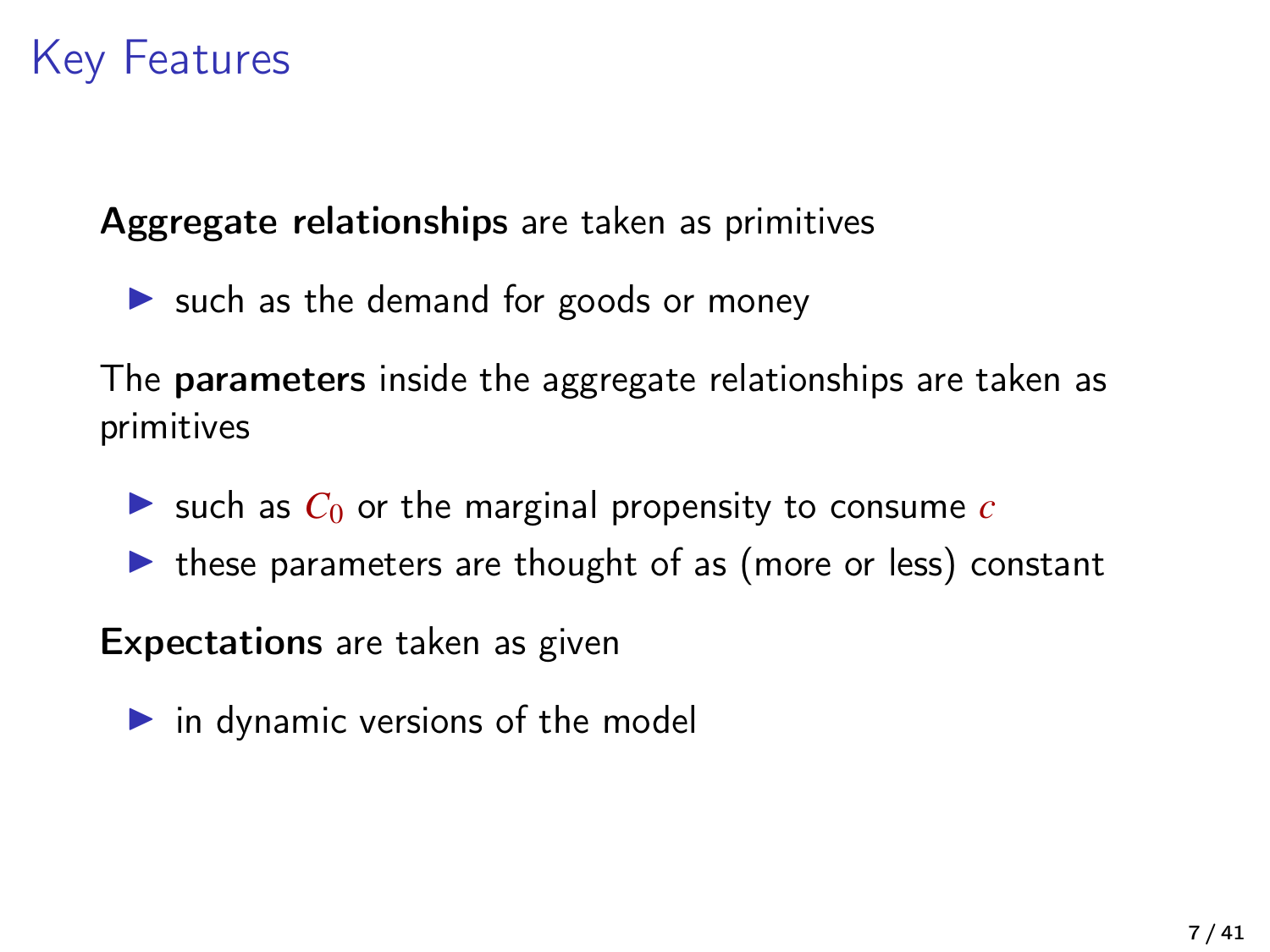# Key Features

**Aggregate relationships** are taken as primitives

- such as the demand for goods or money

The **parameters** inside the aggregate relationships are taken as primitives

- such as $C_0$ or the marginal propensity to consume $c$
- these parameters are thought of as (more or less) constant

**Expectations** are taken as given

- in dynamic versions of the model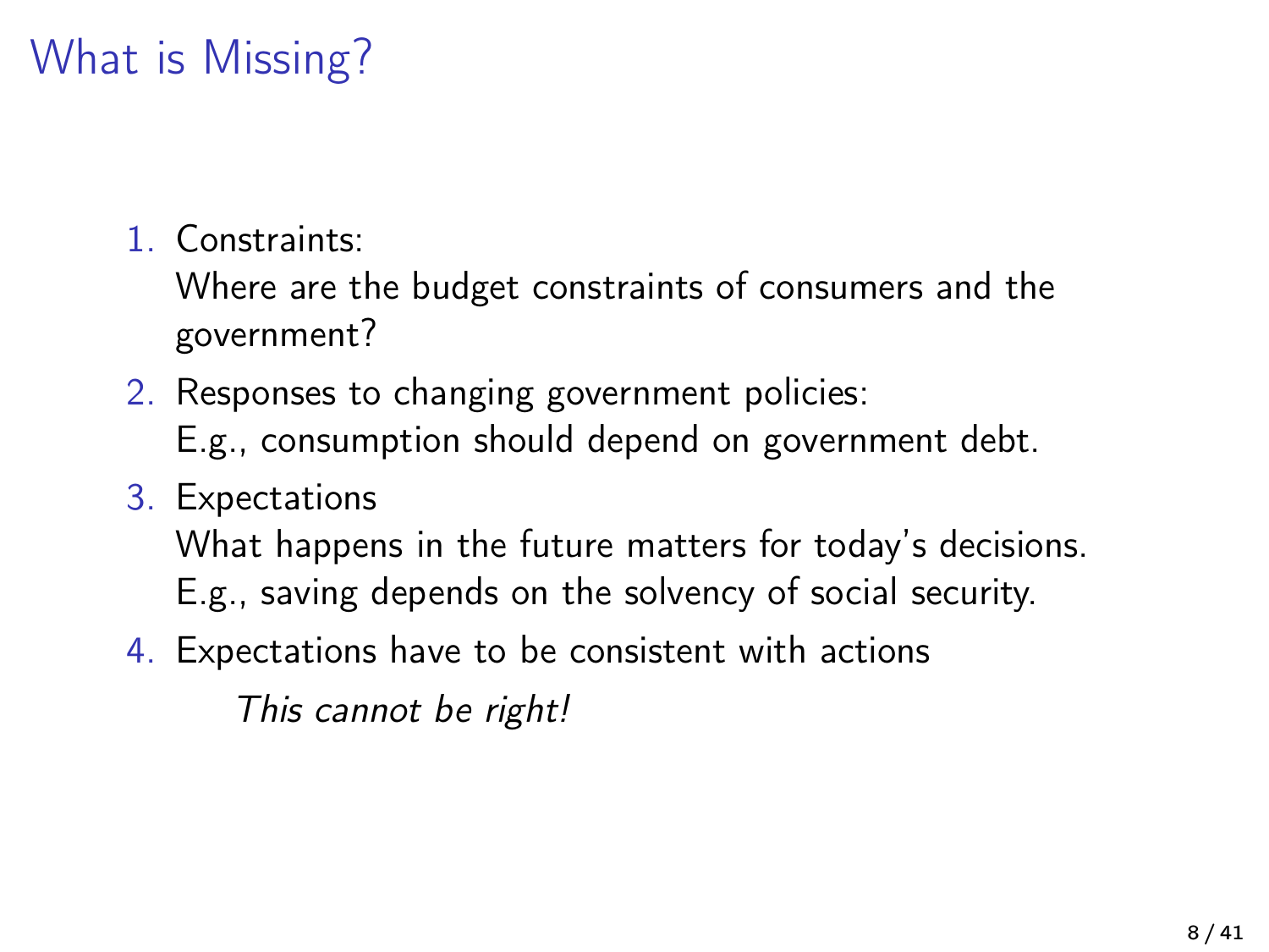# What is Missing?

1. Constraints:
   Where are the budget constraints of consumers and the government?
2. Responses to changing government policies:
   E.g., consumption should depend on government debt.
3. Expectations
   What happens in the future matters for today's decisions.
   E.g., saving depends on the solvency of social security.
4. Expectations have to be consistent with actions

   *This cannot be right!*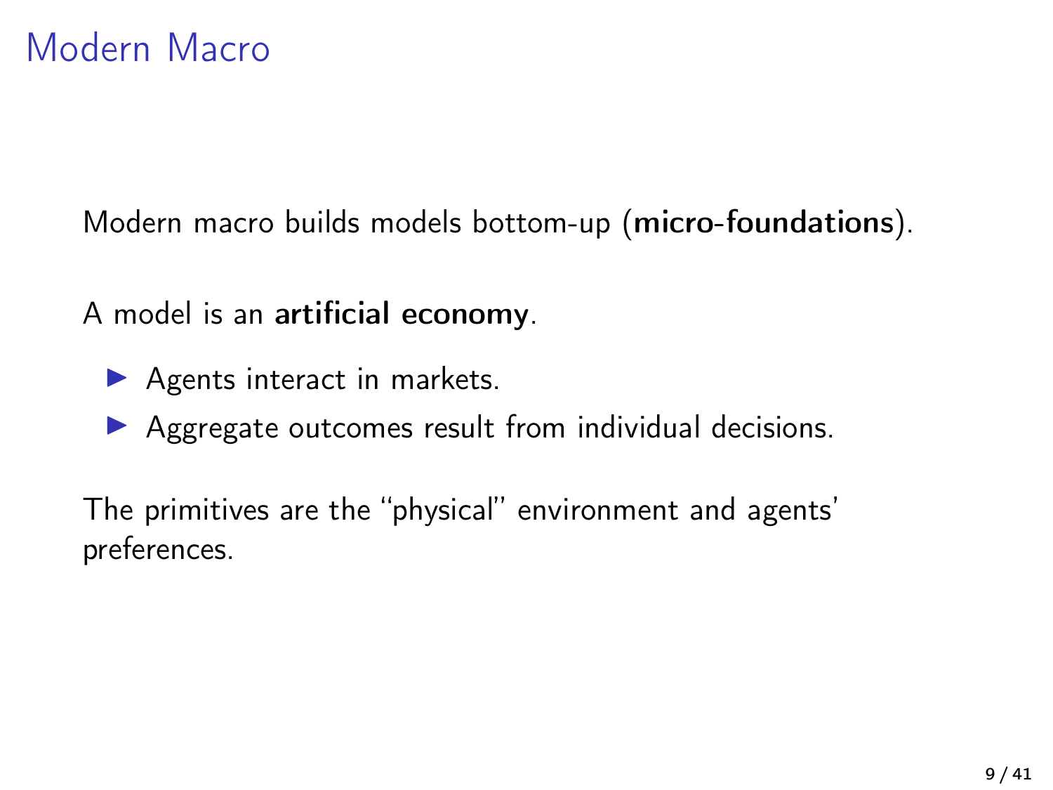# Modern Macro

Modern macro builds models bottom-up (**micro-foundations**).

A model is an **artificial economy**.

- Agents interact in markets.
- Aggregate outcomes result from individual decisions.

The primitives are the "physical" environment and agents' preferences.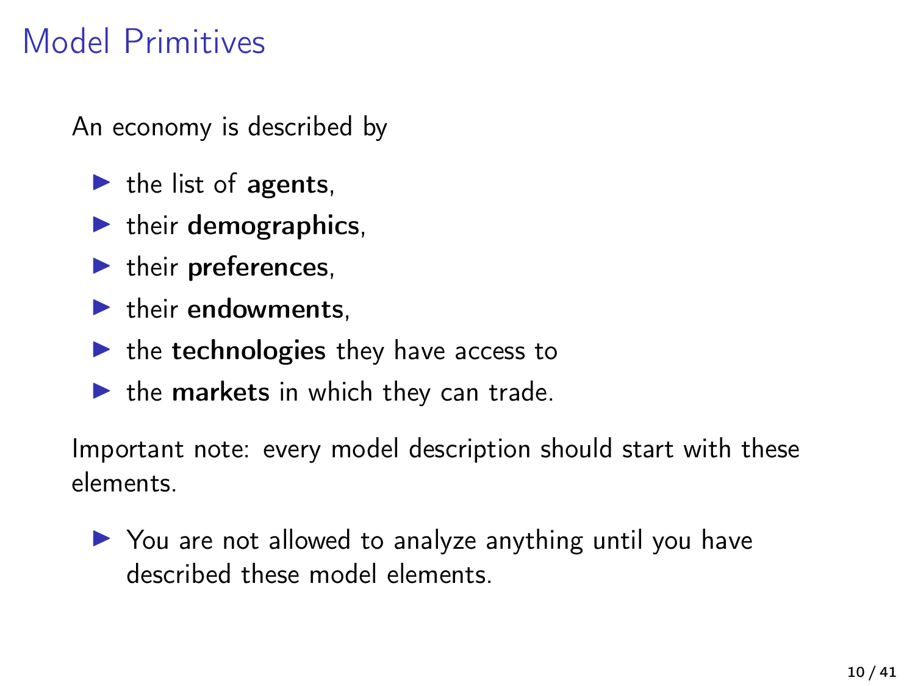# Model Primitives

An economy is described by

- the list of **agents**,
- their **demographics**,
- their **preferences**,
- their **endowments**,
- the **technologies** they have access to
- the **markets** in which they can trade.

Important note: every model description should start with these elements.

- You are not allowed to analyze anything until you have described these model elements.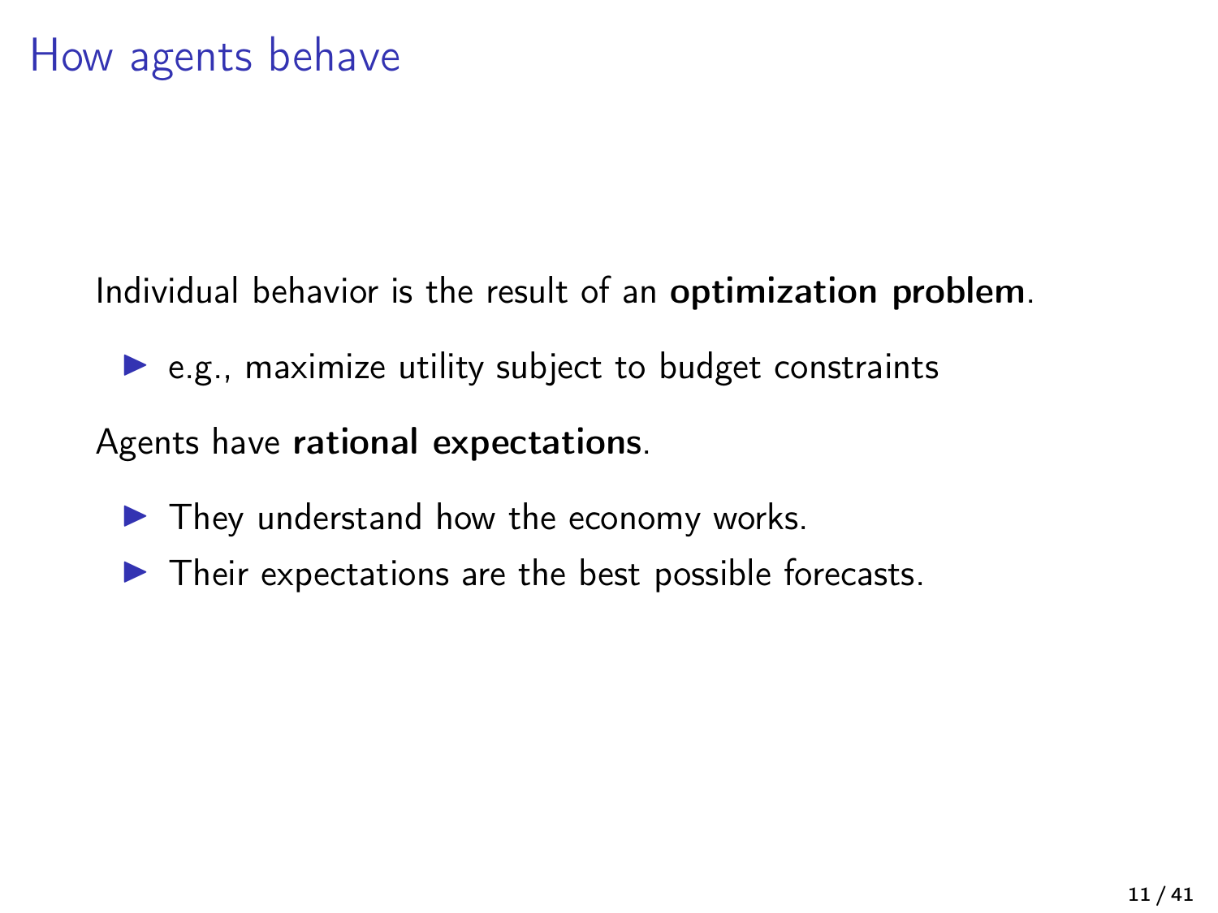# How agents behave

Individual behavior is the result of an **optimization problem**.

- e.g., maximize utility subject to budget constraints

Agents have **rational expectations**.

- They understand how the economy works.
- Their expectations are the best possible forecasts.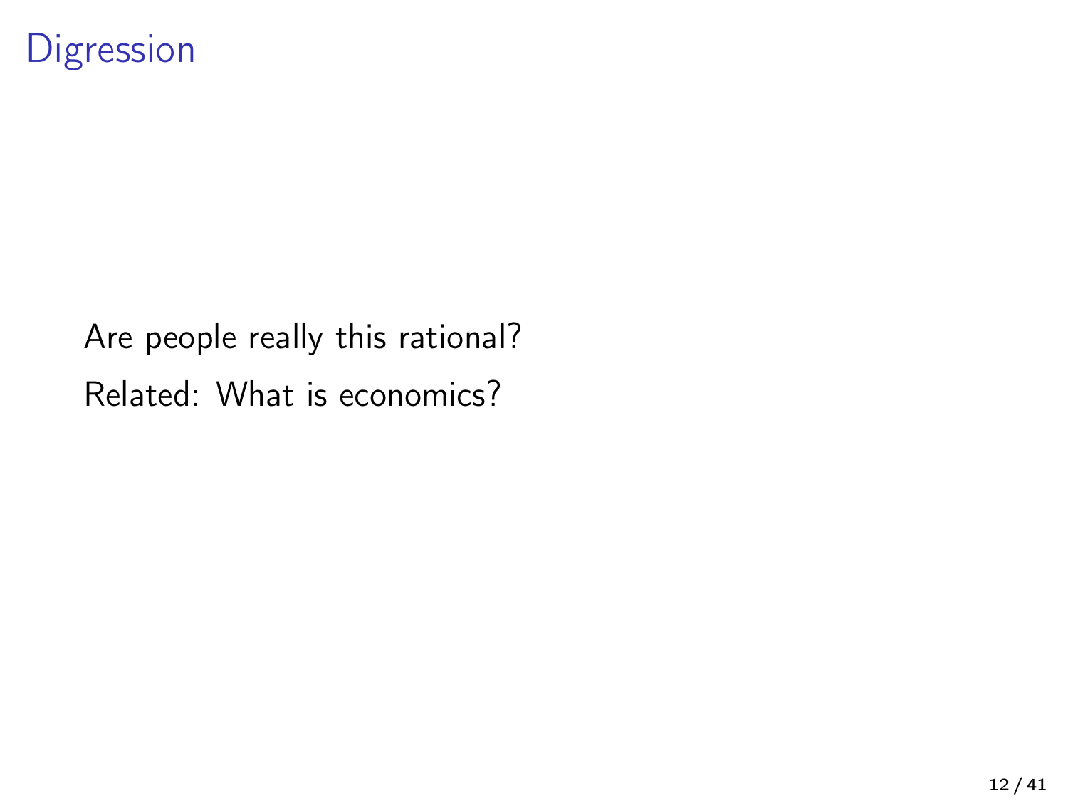# Digression

Are people really this rational?

Related: What is economics?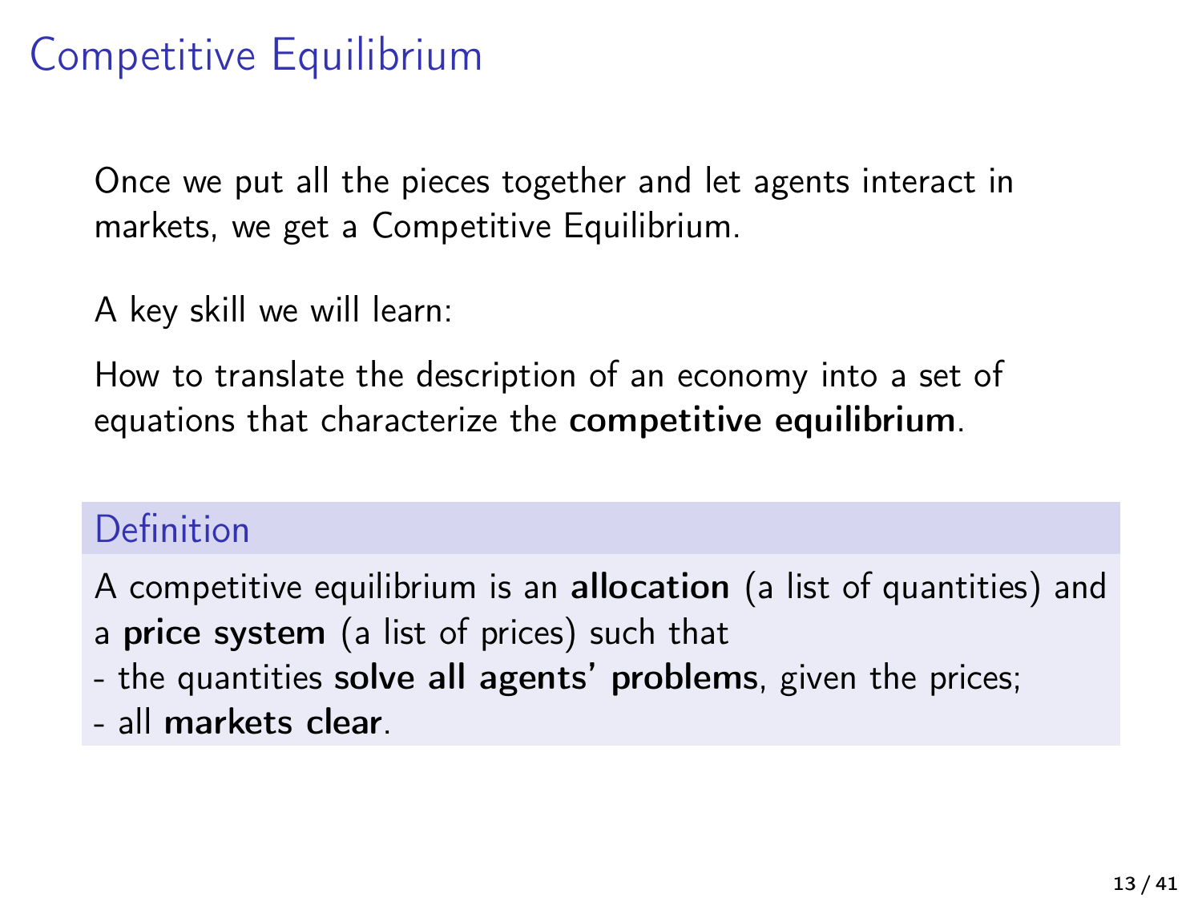# Competitive Equilibrium

Once we put all the pieces together and let agents interact in markets, we get a Competitive Equilibrium.

A key skill we will learn:

How to translate the description of an economy into a set of equations that characterize the **competitive equilibrium**.

### Definition

A competitive equilibrium is an **allocation** (a list of quantities) and a **price system** (a list of prices) such that

- the quantities **solve all agents' problems**, given the prices;
- all **markets clear**.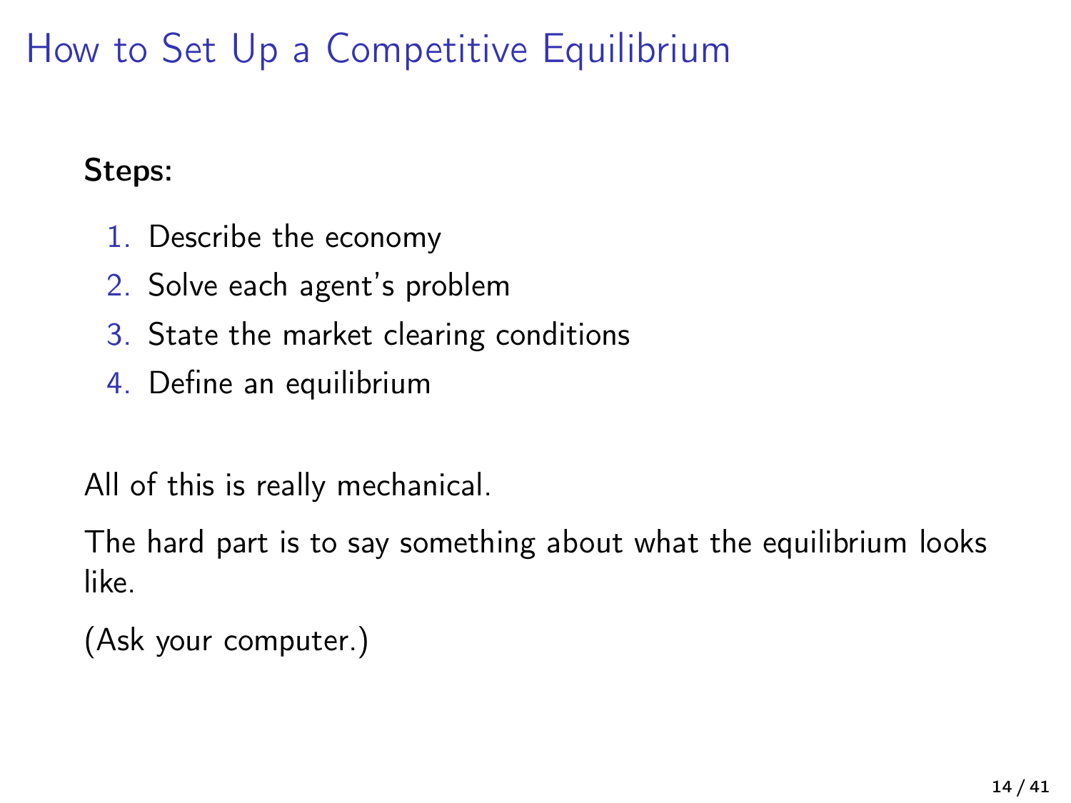# How to Set Up a Competitive Equilibrium

**Steps:**

1. Describe the economy
2. Solve each agent's problem
3. State the market clearing conditions
4. Define an equilibrium

All of this is really mechanical.

The hard part is to say something about what the equilibrium looks like.

(Ask your computer.)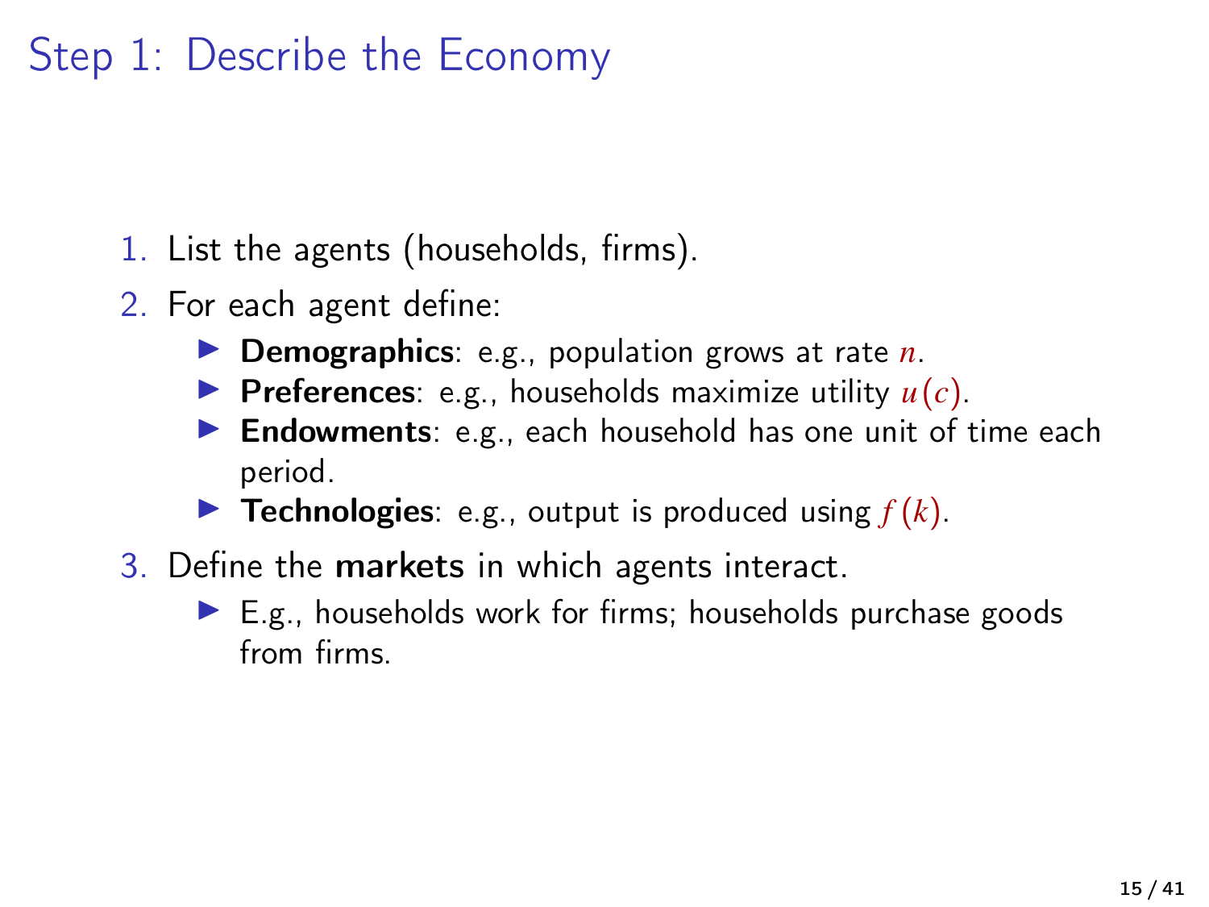# Step 1: Describe the Economy

1. List the agents (households, firms).
2. For each agent define:
   - **Demographics**: e.g., population grows at rate $n$.
   - **Preferences**: e.g., households maximize utility $u(c)$.
   - **Endowments**: e.g., each household has one unit of time each period.
   - **Technologies**: e.g., output is produced using $f(k)$.
3. Define the **markets** in which agents interact.
   - E.g., households work for firms; households purchase goods from firms.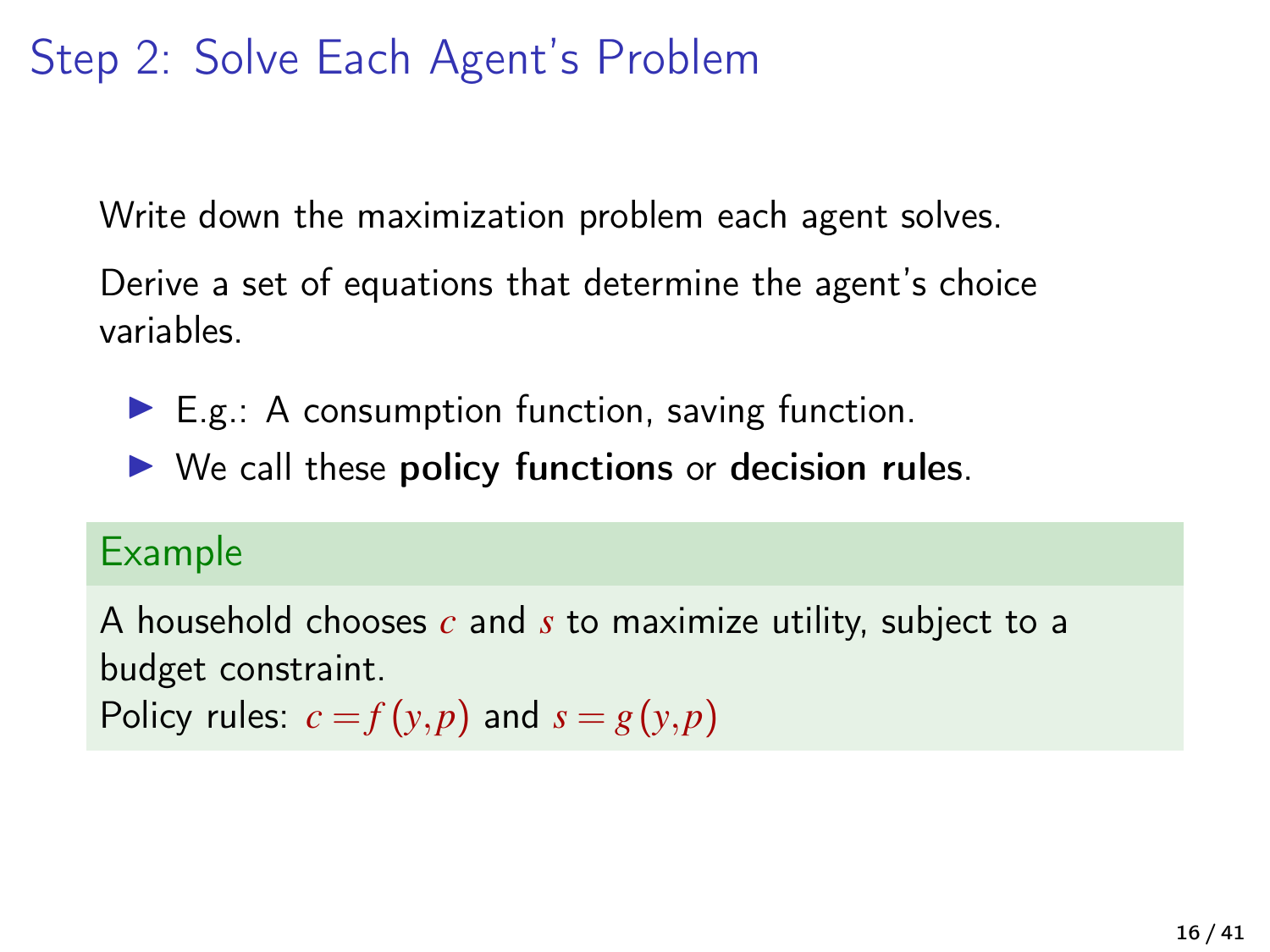# Step 2: Solve Each Agent's Problem

Write down the maximization problem each agent solves.

Derive a set of equations that determine the agent's choice variables.

- E.g.: A consumption function, saving function.
- We call these **policy functions** or **decision rules**.

**Example**

A household chooses $c$ and $s$ to maximize utility, subject to a budget constraint.
Policy rules: $c = f(y,p)$ and $s = g(y,p)$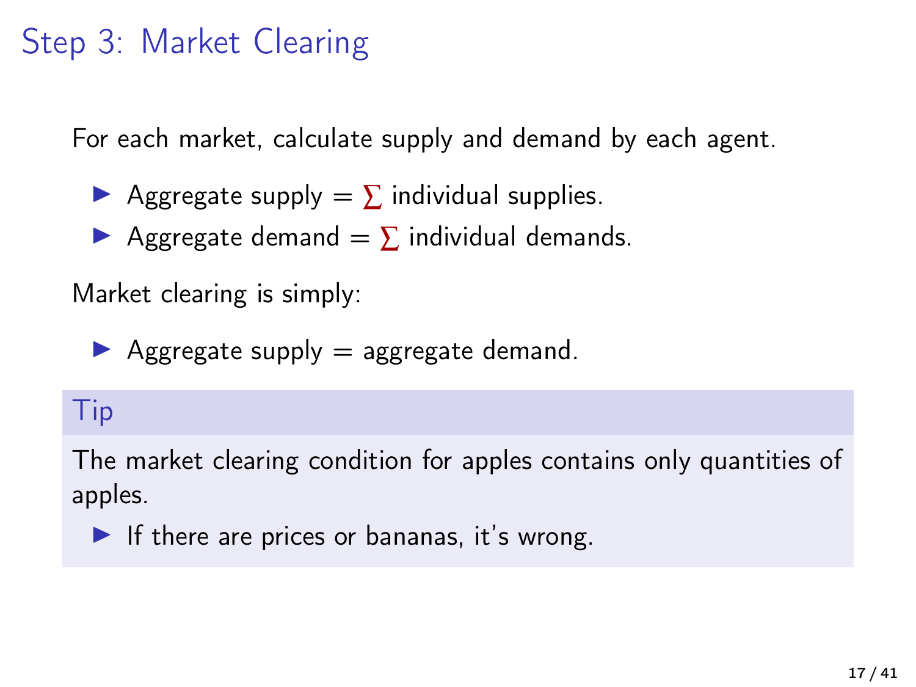# Step 3: Market Clearing

For each market, calculate supply and demand by each agent.

- Aggregate supply = $\sum$ individual supplies.
- Aggregate demand = $\sum$ individual demands.

Market clearing is simply:

- Aggregate supply = aggregate demand.

**Tip**

The market clearing condition for apples contains only quantities of apples.

- If there are prices or bananas, it's wrong.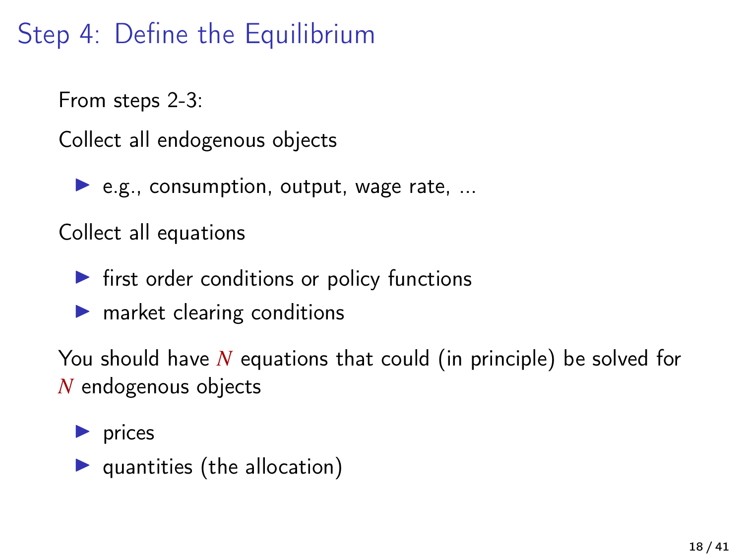# Step 4: Define the Equilibrium

From steps 2-3:

Collect all endogenous objects

- e.g., consumption, output, wage rate, ...

Collect all equations

- first order conditions or policy functions
- market clearing conditions

You should have $N$ equations that could (in principle) be solved for $N$ endogenous objects

- prices
- quantities (the allocation)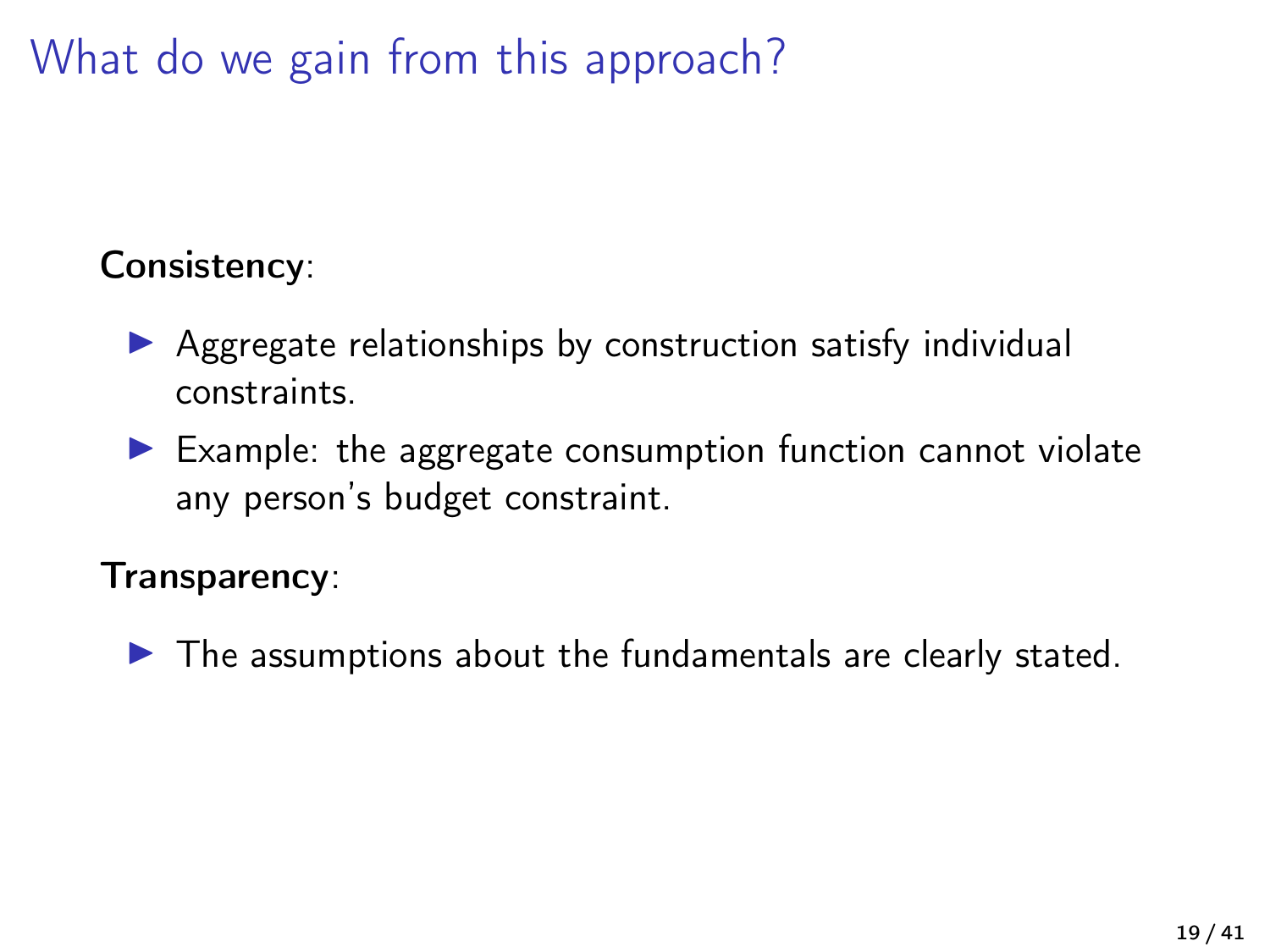# What do we gain from this approach?

**Consistency**:

- Aggregate relationships by construction satisfy individual constraints.
- Example: the aggregate consumption function cannot violate any person's budget constraint.

**Transparency**:

- The assumptions about the fundamentals are clearly stated.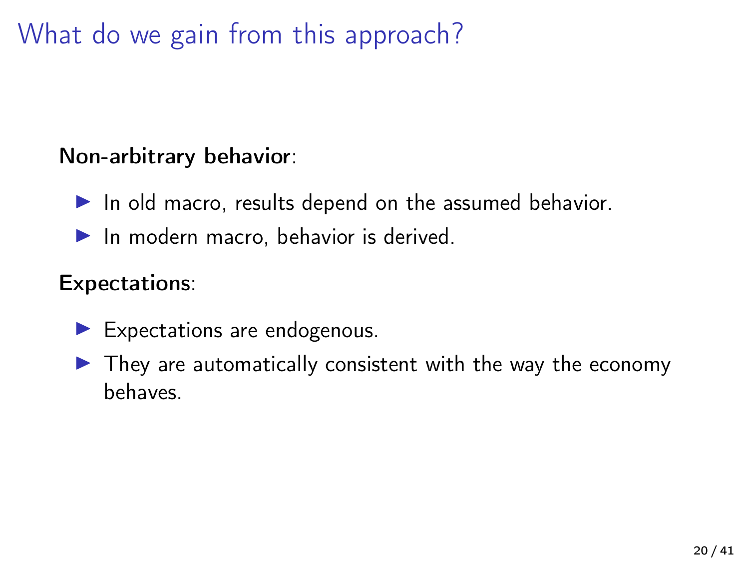# What do we gain from this approach?

**Non-arbitrary behavior**:

- In old macro, results depend on the assumed behavior.
- In modern macro, behavior is derived.

**Expectations**:

- Expectations are endogenous.
- They are automatically consistent with the way the economy behaves.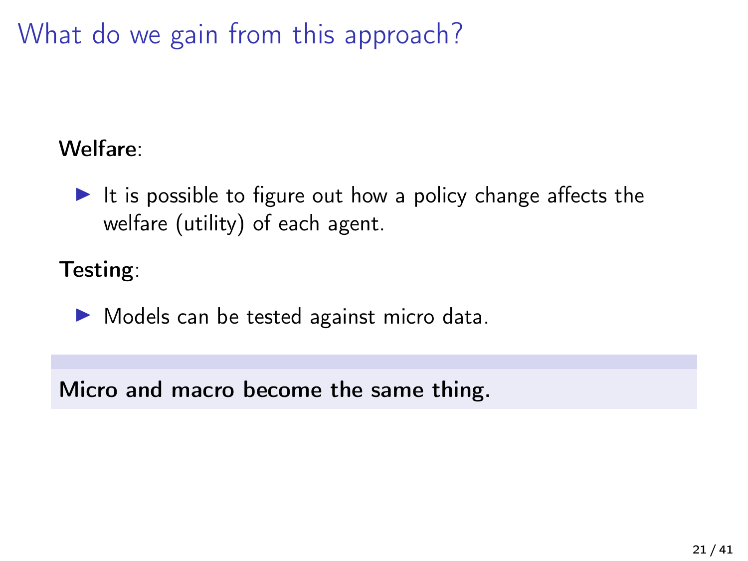# What do we gain from this approach?

**Welfare**:

- It is possible to figure out how a policy change affects the welfare (utility) of each agent.

**Testing**:

- Models can be tested against micro data.

**Micro and macro become the same thing.**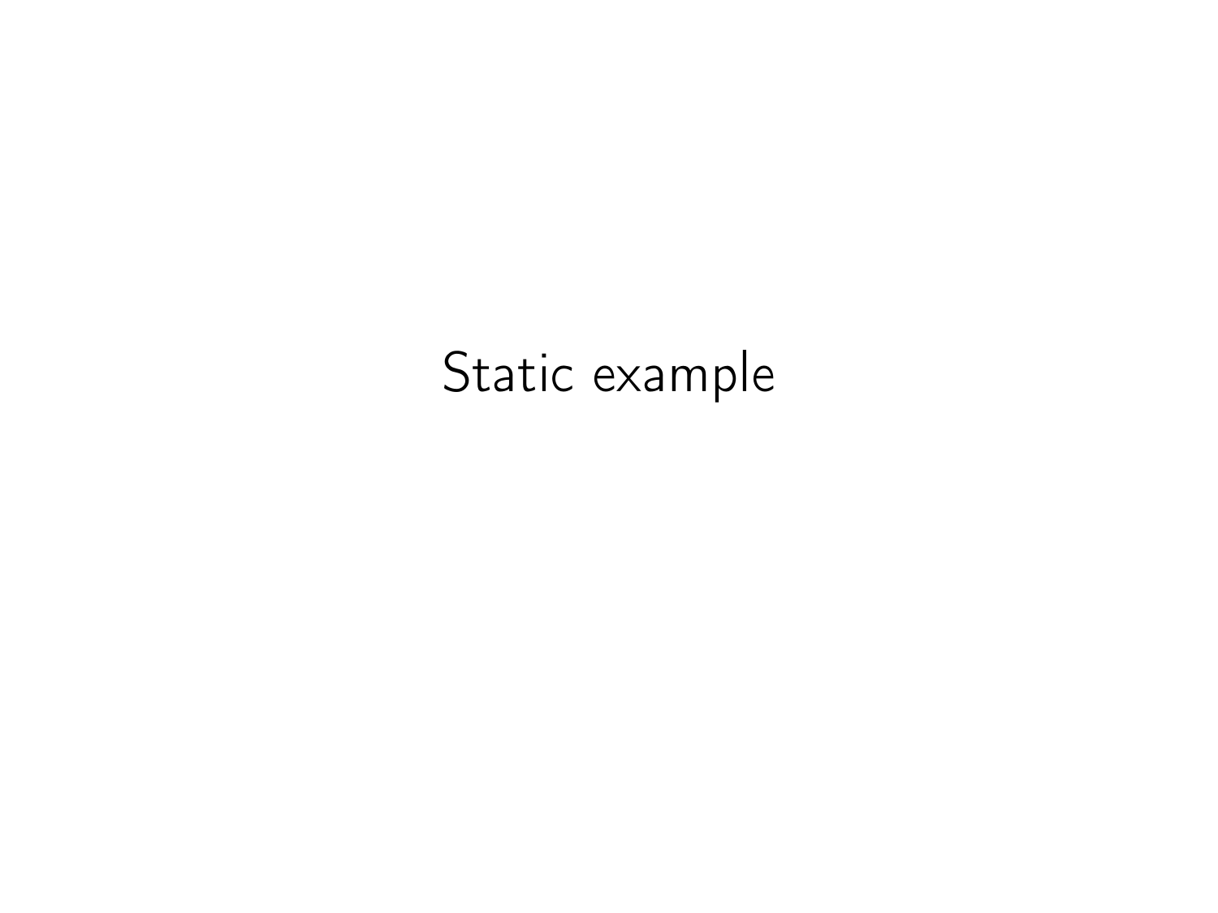# Static example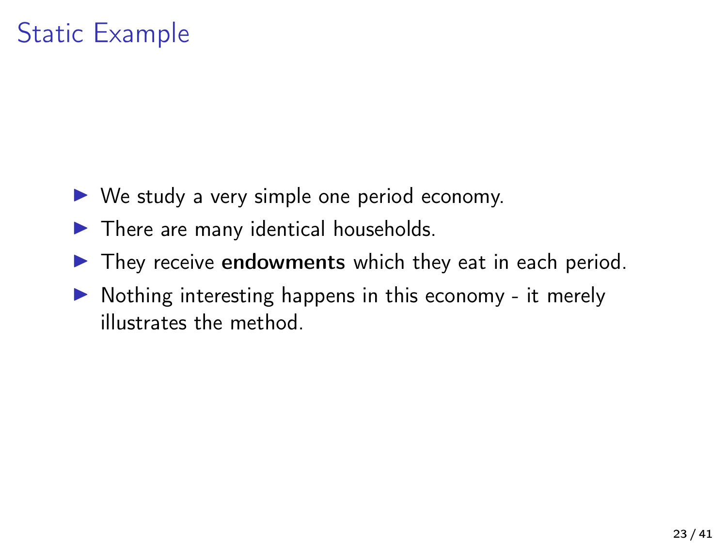# Static Example

- We study a very simple one period economy.
- There are many identical households.
- They receive **endowments** which they eat in each period.
- Nothing interesting happens in this economy - it merely illustrates the method.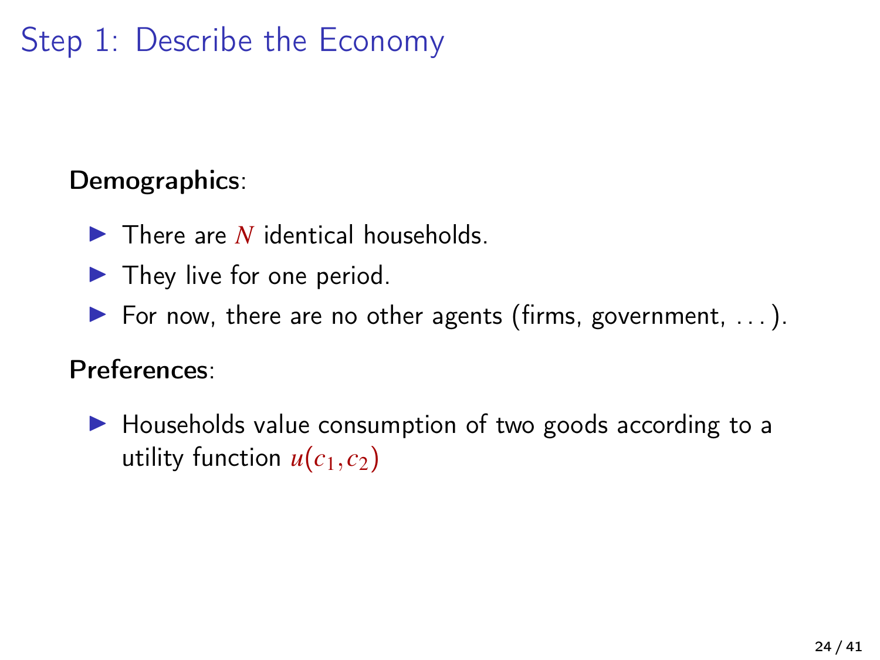# Step 1: Describe the Economy

**Demographics**:

- There are $N$ identical households.
- They live for one period.
- For now, there are no other agents (firms, government, ...).

**Preferences**:

- Households value consumption of two goods according to a utility function $u(c_1, c_2)$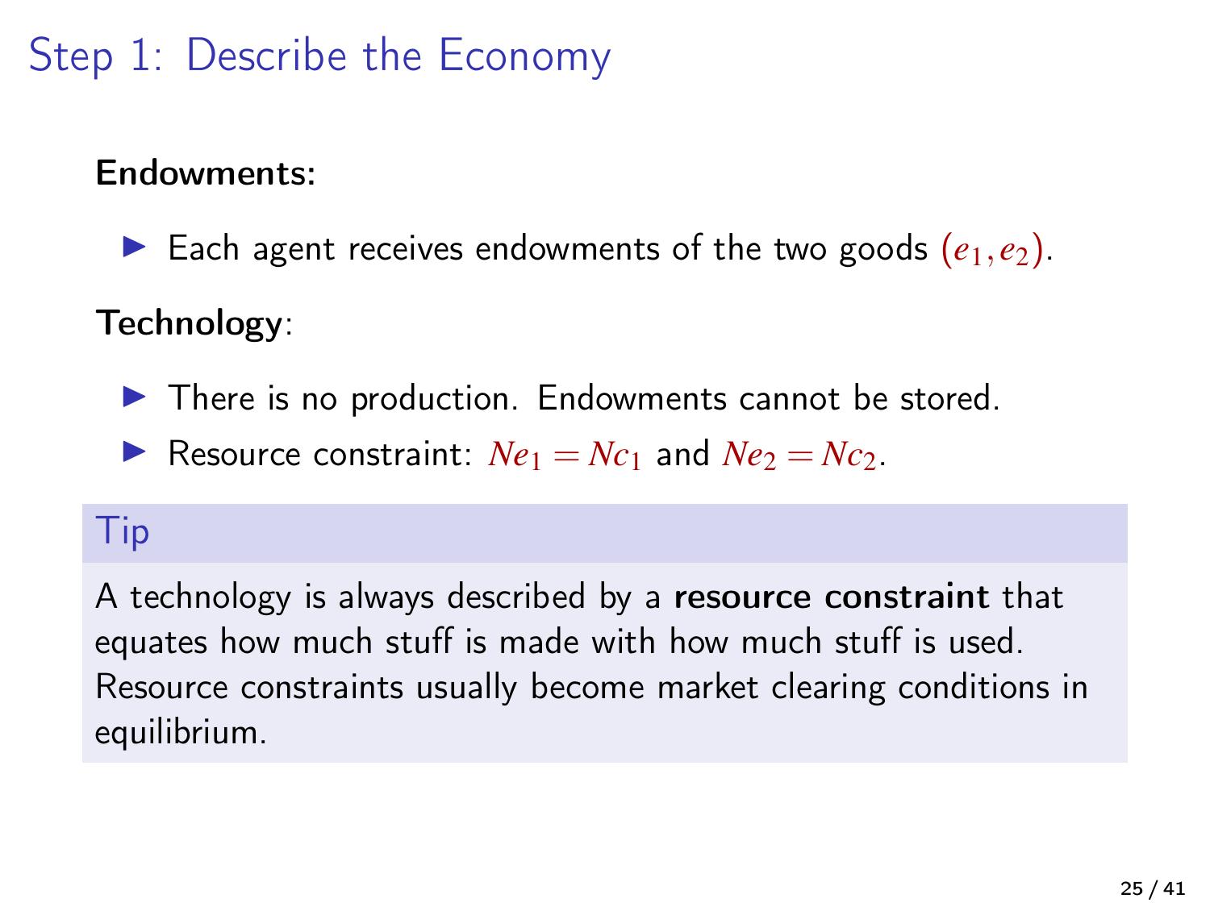# Step 1: Describe the Economy

**Endowments:**

- Each agent receives endowments of the two goods $(e_1, e_2)$.

**Technology**:

- There is no production. Endowments cannot be stored.
- Resource constraint: $Ne_1 = Nc_1$ and $Ne_2 = Nc_2$.

### Tip

A technology is always described by a **resource constraint** that equates how much stuff is made with how much stuff is used. Resource constraints usually become market clearing conditions in equilibrium.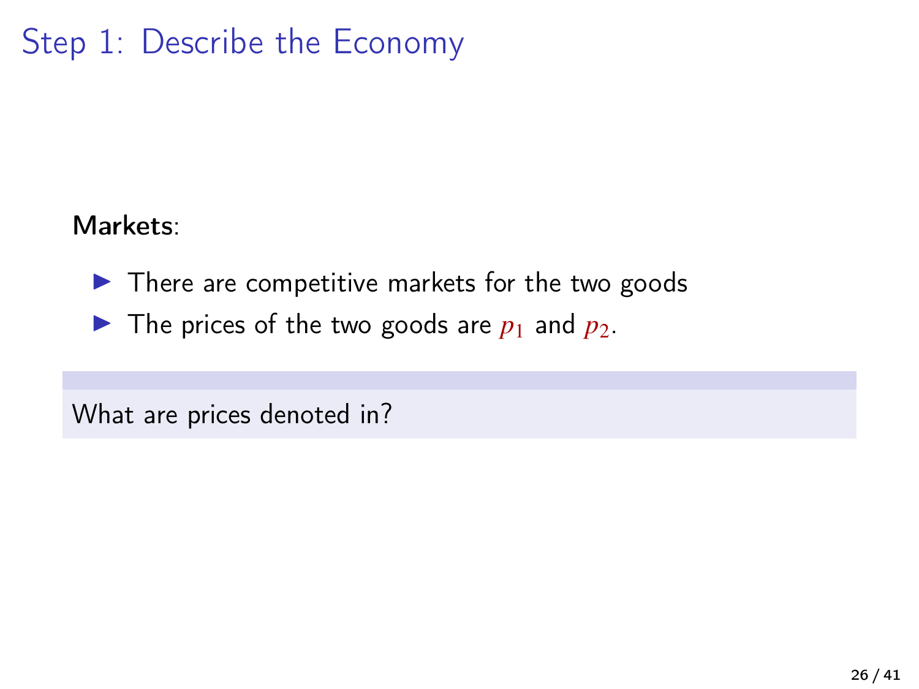# Step 1: Describe the Economy

**Markets**:

- There are competitive markets for the two goods
- The prices of the two goods are $p_1$ and $p_2$.

What are prices denoted in?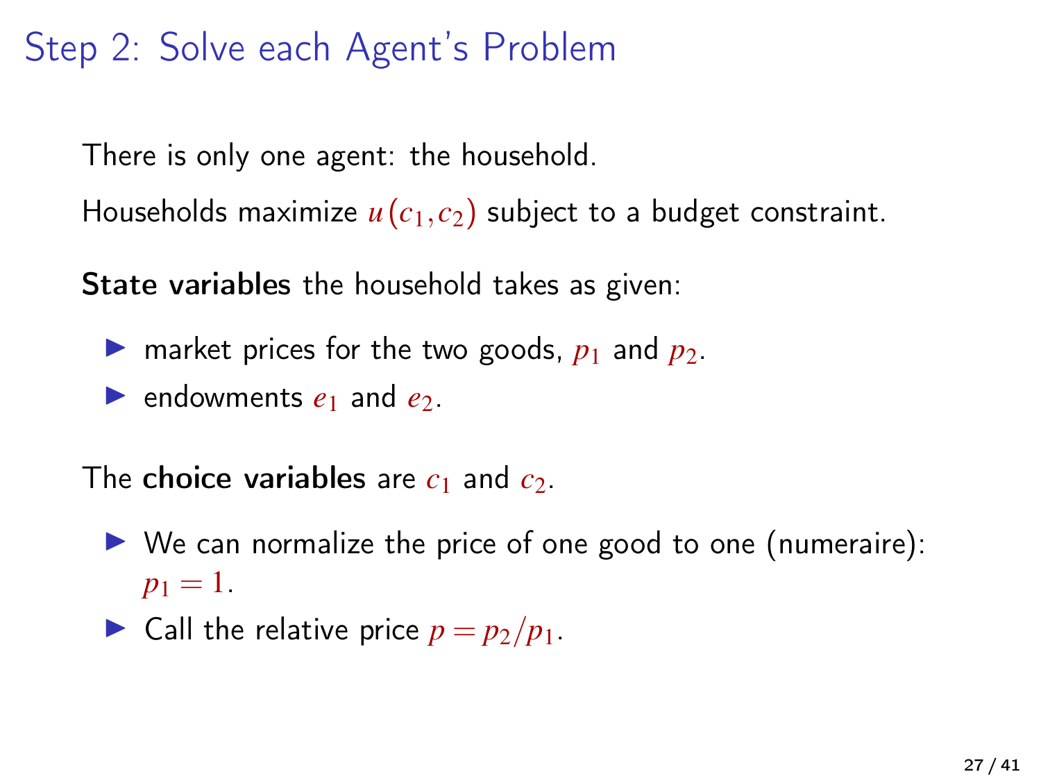# Step 2: Solve each Agent's Problem

There is only one agent: the household.

Households maximize $u(c_1, c_2)$ subject to a budget constraint.

**State variables** the household takes as given:

- market prices for the two goods, $p_1$ and $p_2$.
- endowments $e_1$ and $e_2$.

The **choice variables** are $c_1$ and $c_2$.

- We can normalize the price of one good to one (numeraire): $p_1 = 1$.
- Call the relative price $p = p_2/p_1$.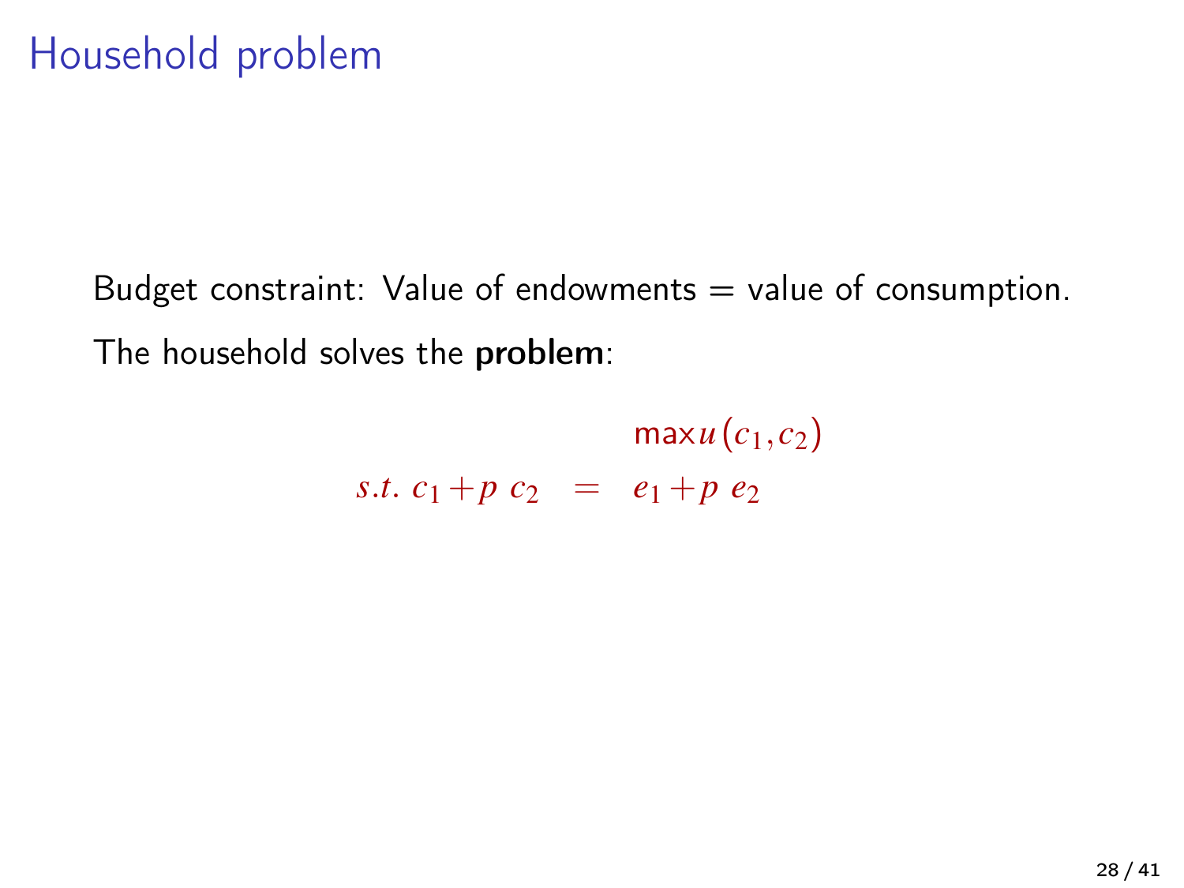# Household problem

Budget constraint: Value of endowments = value of consumption.

The household solves the **problem**:

$$
\begin{aligned}
& \max u(c_1, c_2) \\
s.t.\ c_1 + p\ c_2 &= e_1 + p\ e_2
\end{aligned}
$$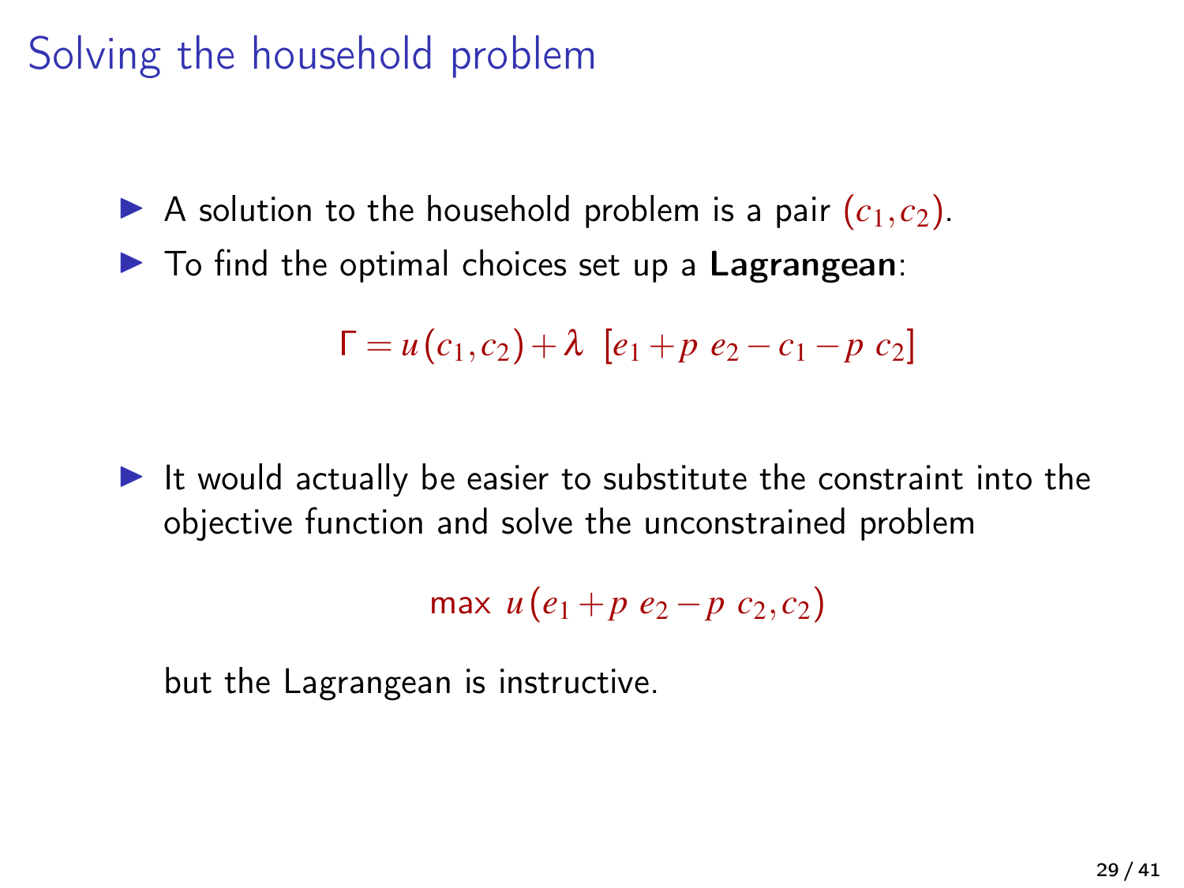# Solving the household problem

- A solution to the household problem is a pair $(c_1, c_2)$.
- To find the optimal choices set up a **Lagrangean**:

$$\Gamma = u(c_1, c_2) + \lambda \ [e_1 + p \ e_2 - c_1 - p \ c_2]$$

- It would actually be easier to substitute the constraint into the objective function and solve the unconstrained problem

$$\max \ u(e_1 + p \ e_2 - p \ c_2, c_2)$$

  but the Lagrangean is instructive.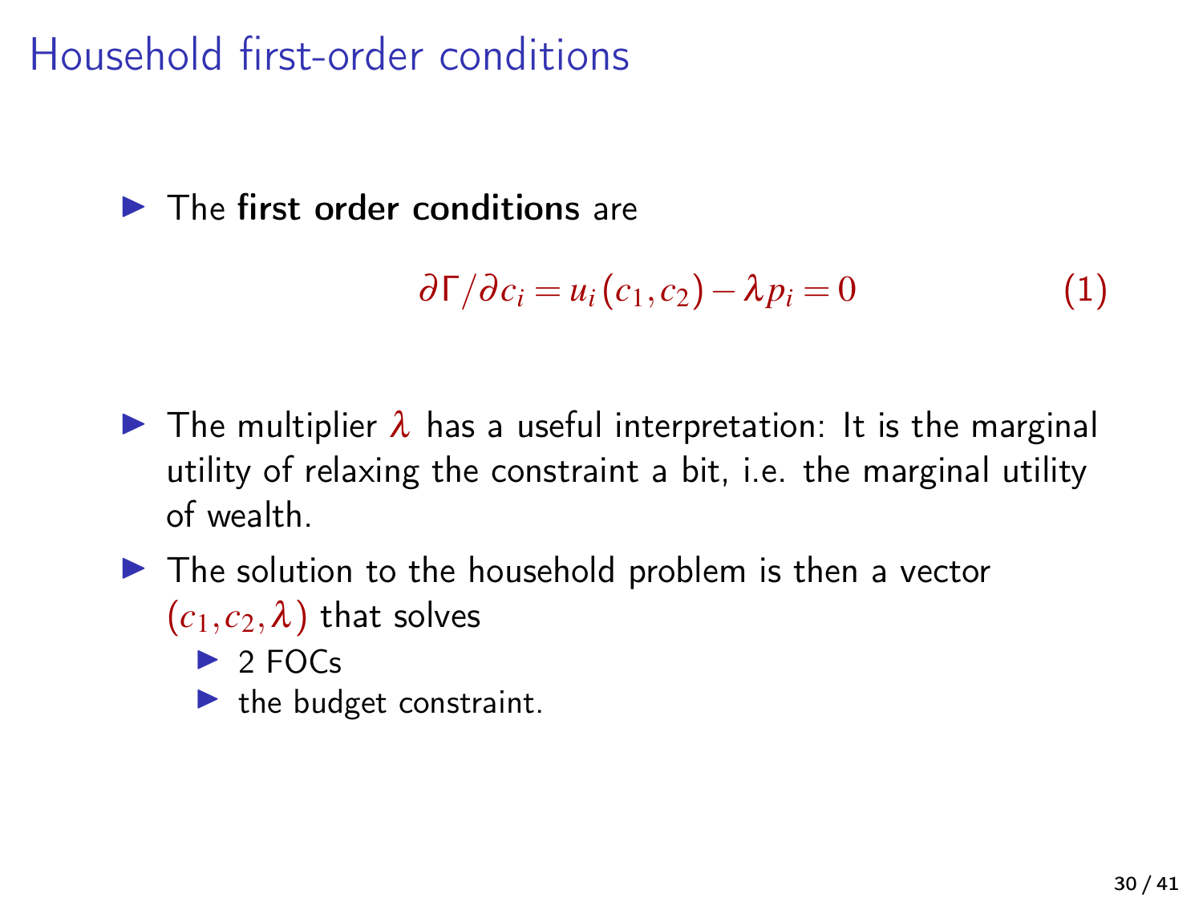# Household first-order conditions

- The **first order conditions** are

$$\partial \Gamma / \partial c_i = u_i(c_1, c_2) - \lambda p_i = 0 \tag{1}$$

- The multiplier $\lambda$ has a useful interpretation: It is the marginal utility of relaxing the constraint a bit, i.e. the marginal utility of wealth.
- The solution to the household problem is then a vector $(c_1, c_2, \lambda)$ that solves
  - 2 FOCs
  - the budget constraint.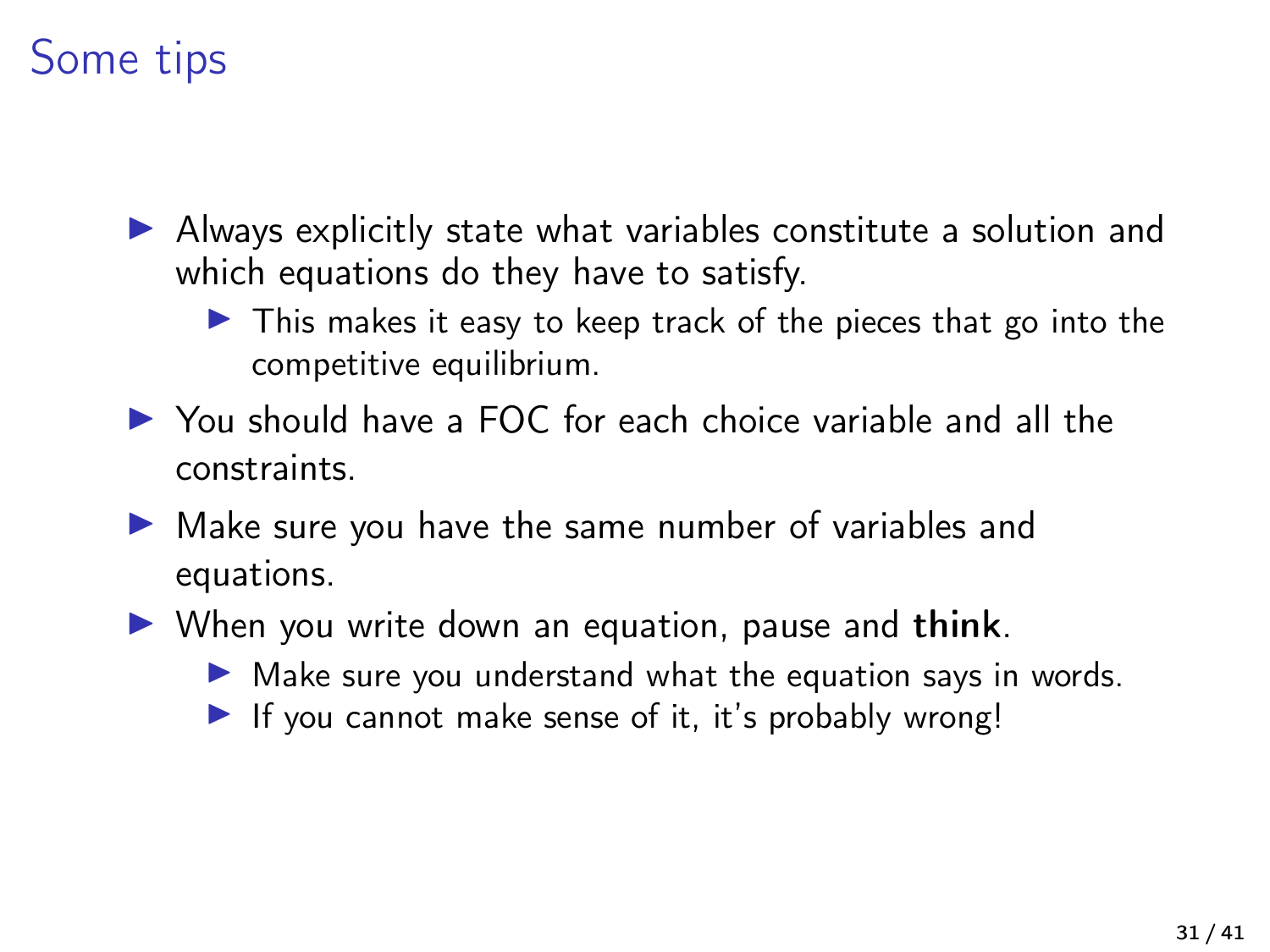# Some tips

- Always explicitly state what variables constitute a solution and which equations do they have to satisfy.
  - This makes it easy to keep track of the pieces that go into the competitive equilibrium.
- You should have a FOC for each choice variable and all the constraints.
- Make sure you have the same number of variables and equations.
- When you write down an equation, pause and **think**.
  - Make sure you understand what the equation says in words.
  - If you cannot make sense of it, it's probably wrong!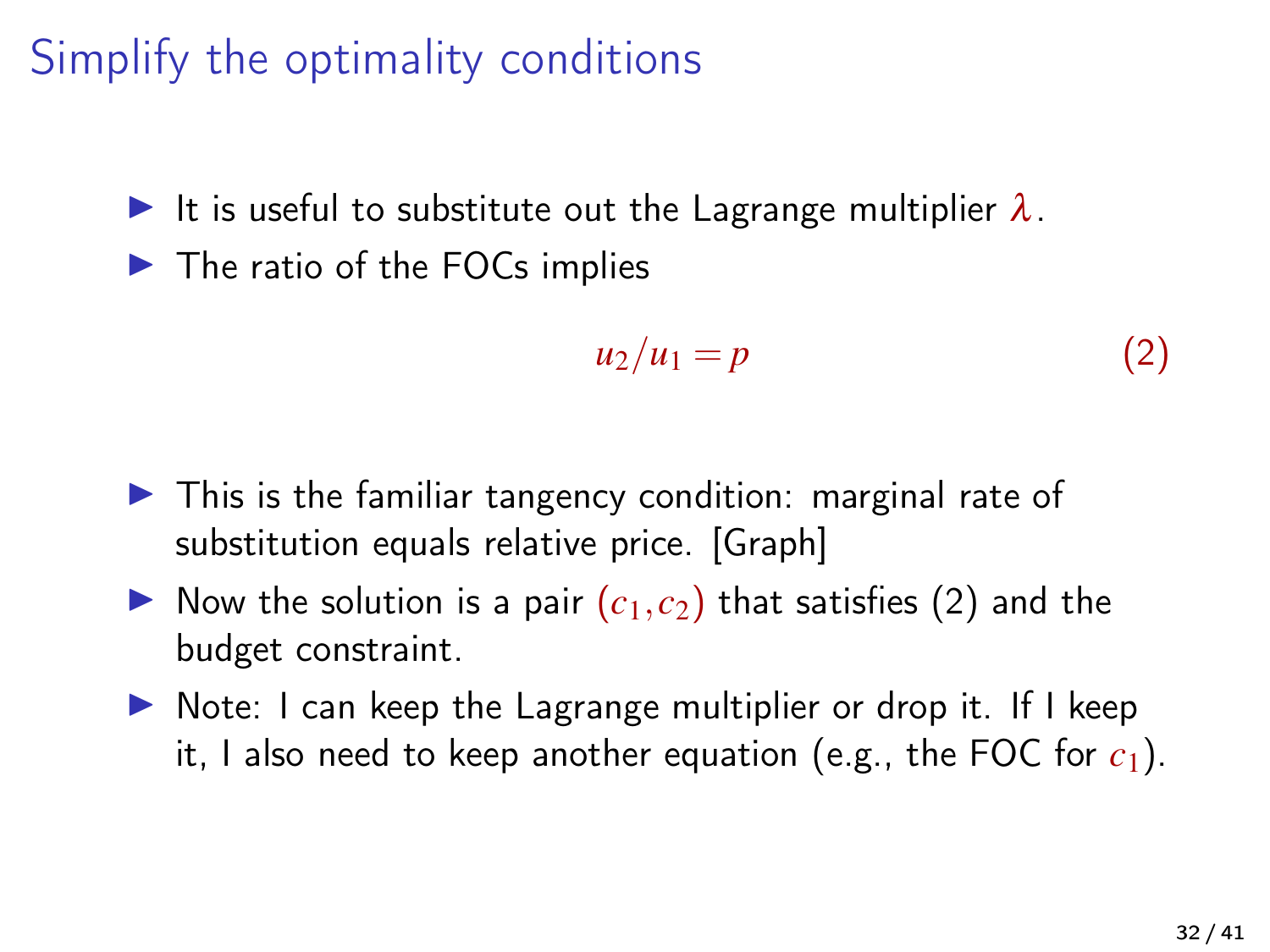# Simplify the optimality conditions

- It is useful to substitute out the Lagrange multiplier $\lambda$.
- The ratio of the FOCs implies

$$u_2/u_1 = p \tag{2}$$

- This is the familiar tangency condition: marginal rate of substitution equals relative price. [Graph]
- Now the solution is a pair $(c_1, c_2)$ that satisfies (2) and the budget constraint.
- Note: I can keep the Lagrange multiplier or drop it. If I keep it, I also need to keep another equation (e.g., the FOC for $c_1$).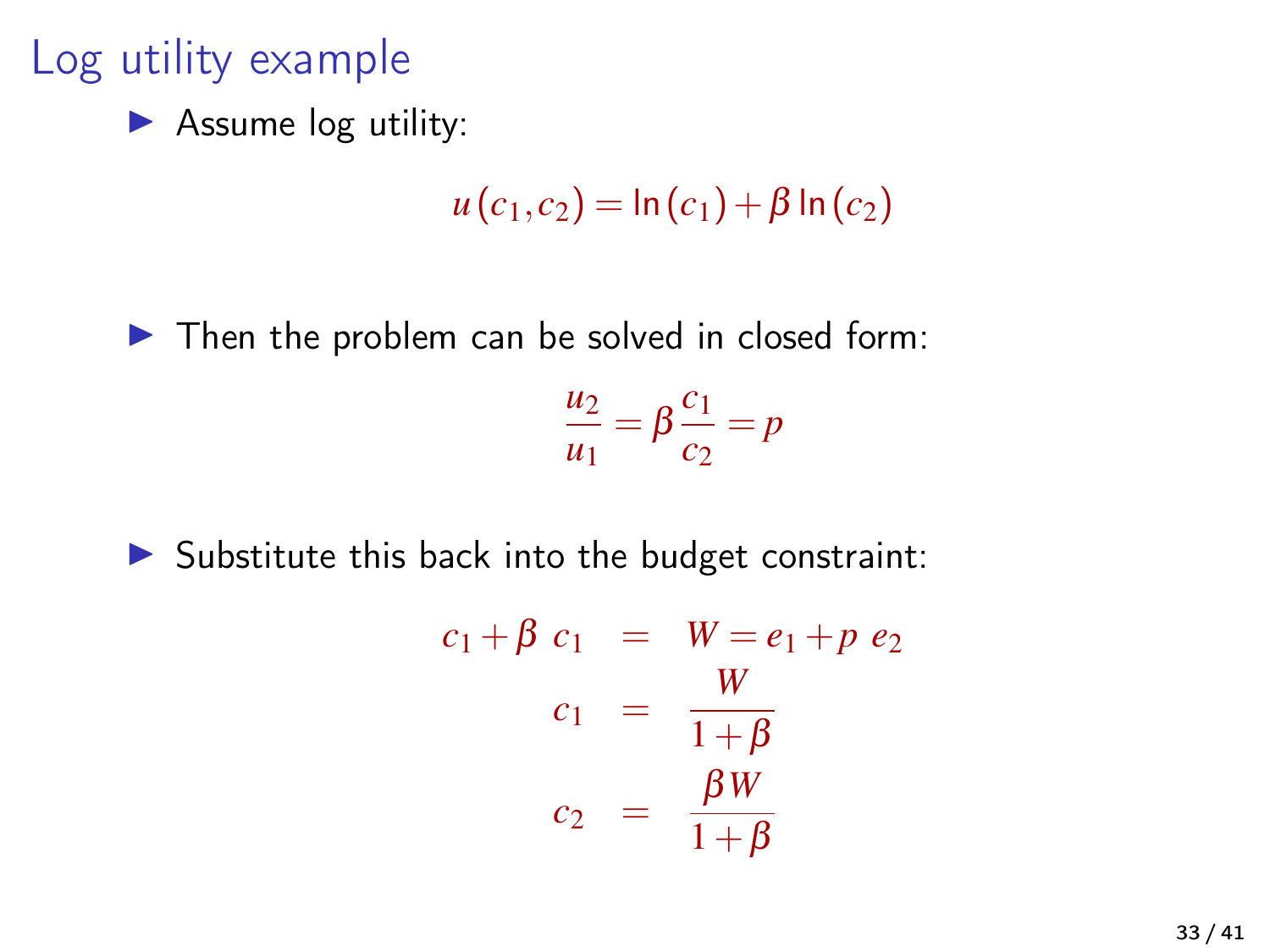# Log utility example

- Assume log utility:

$$u(c_1, c_2) = \ln(c_1) + \beta \ln(c_2)$$

- Then the problem can be solved in closed form:

$$\frac{u_2}{u_1} = \beta \frac{c_1}{c_2} = p$$

- Substitute this back into the budget constraint:

$$\begin{aligned}
c_1 + \beta\ c_1 &= W = e_1 + p\ e_2 \\
c_1 &= \frac{W}{1+\beta} \\
c_2 &= \frac{\beta W}{1+\beta}
\end{aligned}$$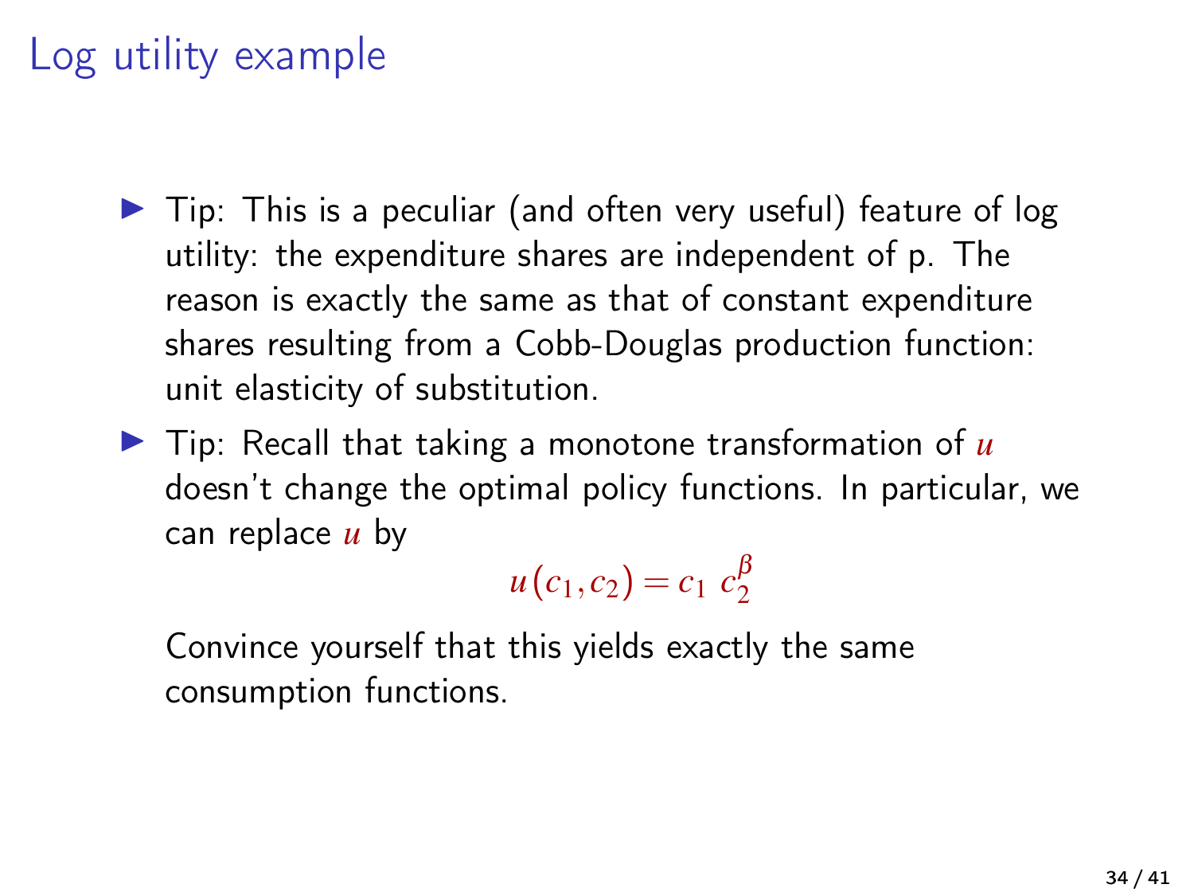# Log utility example

- Tip: This is a peculiar (and often very useful) feature of log utility: the expenditure shares are independent of p. The reason is exactly the same as that of constant expenditure shares resulting from a Cobb-Douglas production function: unit elasticity of substitution.
- Tip: Recall that taking a monotone transformation of $u$ doesn't change the optimal policy functions. In particular, we can replace $u$ by

$$u(c_1, c_2) = c_1 \; c_2^{\beta}$$

  Convince yourself that this yields exactly the same consumption functions.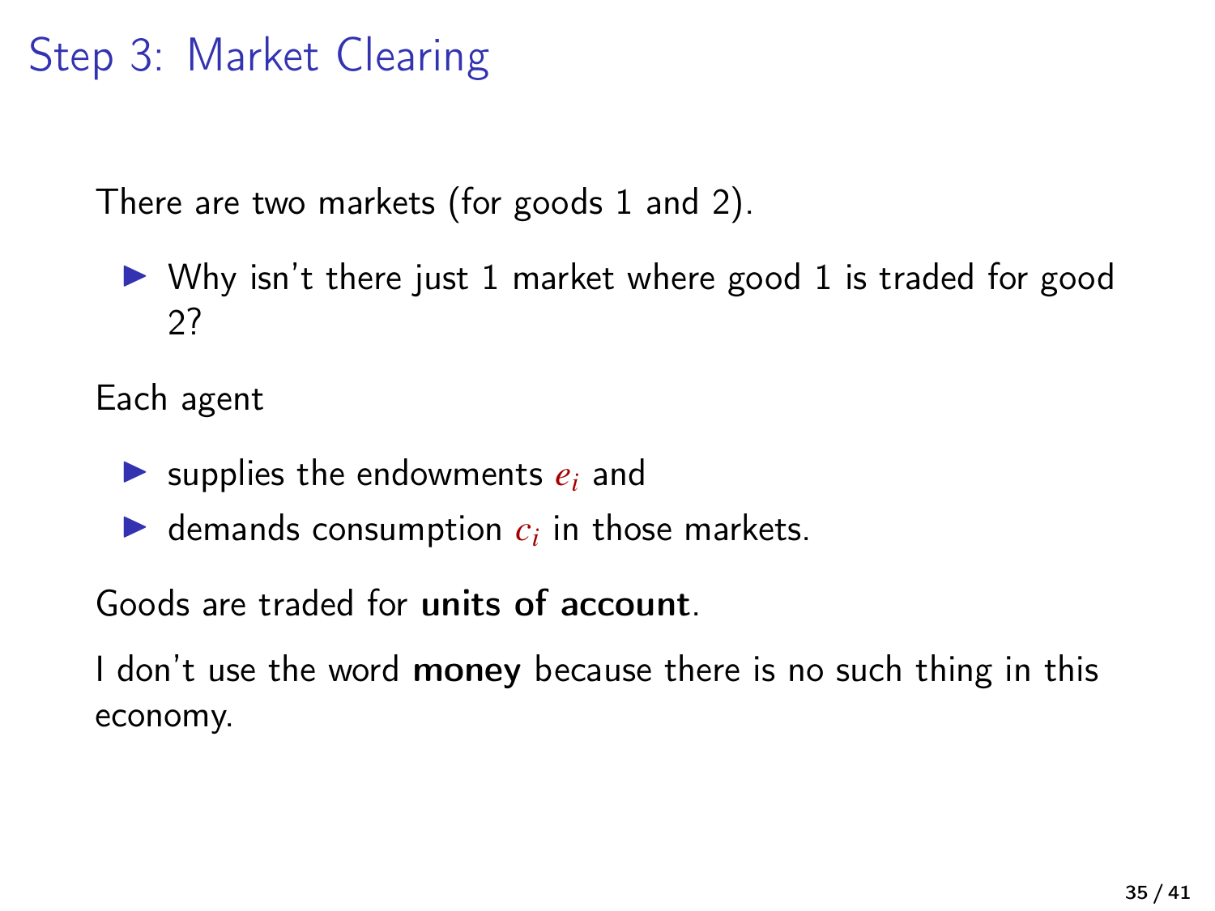# Step 3: Market Clearing

There are two markets (for goods 1 and 2).

- Why isn't there just 1 market where good 1 is traded for good 2?

Each agent

- supplies the endowments $e_i$ and
- demands consumption $c_i$ in those markets.

Goods are traded for **units of account**.

I don't use the word **money** because there is no such thing in this economy.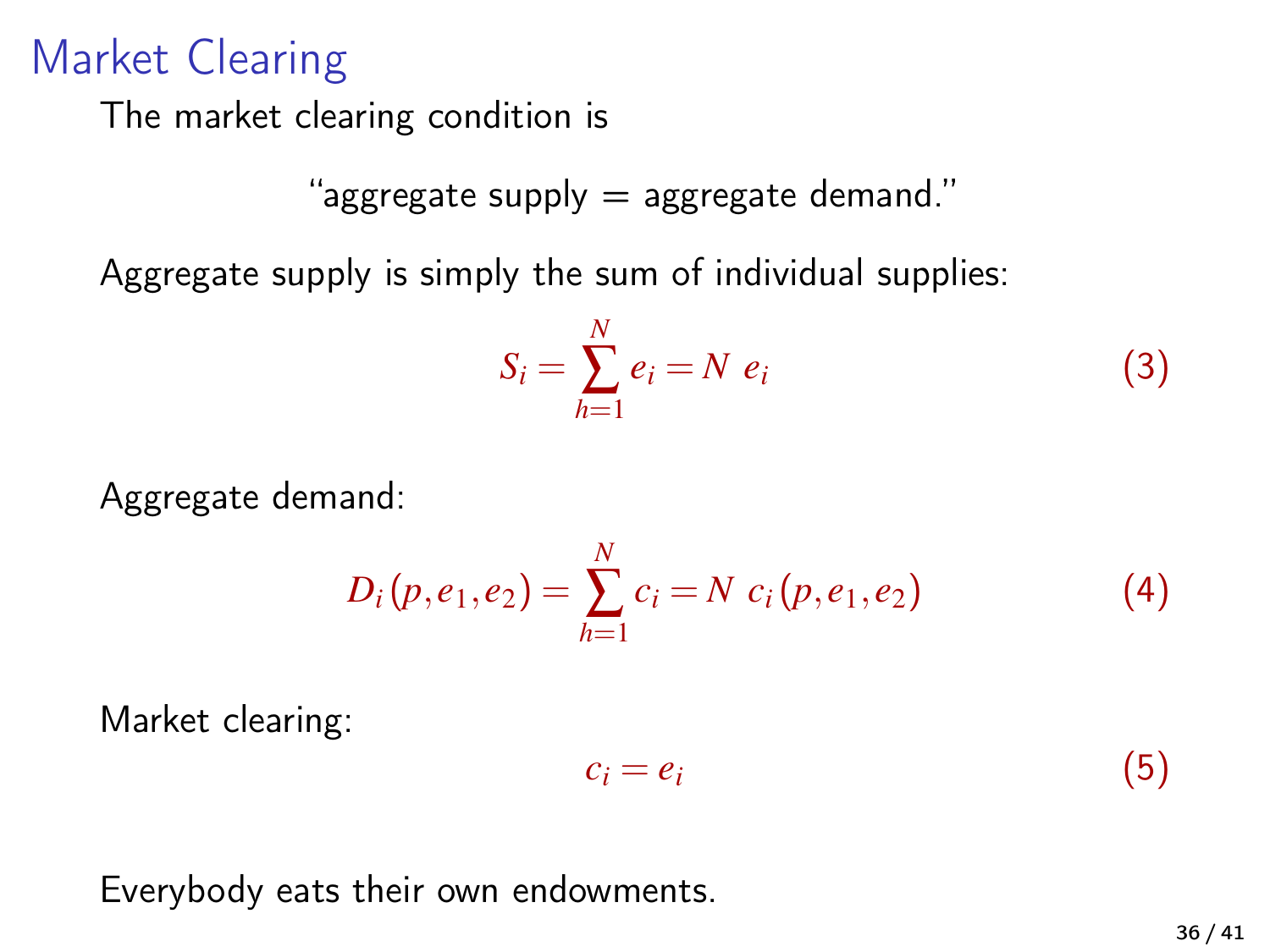# Market Clearing

The market clearing condition is

"aggregate supply = aggregate demand."

Aggregate supply is simply the sum of individual supplies:

$$S_i = \sum_{h=1}^{N} e_i = N\ e_i \tag{3}$$

Aggregate demand:

$$D_i(p, e_1, e_2) = \sum_{h=1}^{N} c_i = N\ c_i(p, e_1, e_2) \tag{4}$$

Market clearing:

$$c_i = e_i \tag{5}$$

Everybody eats their own endowments.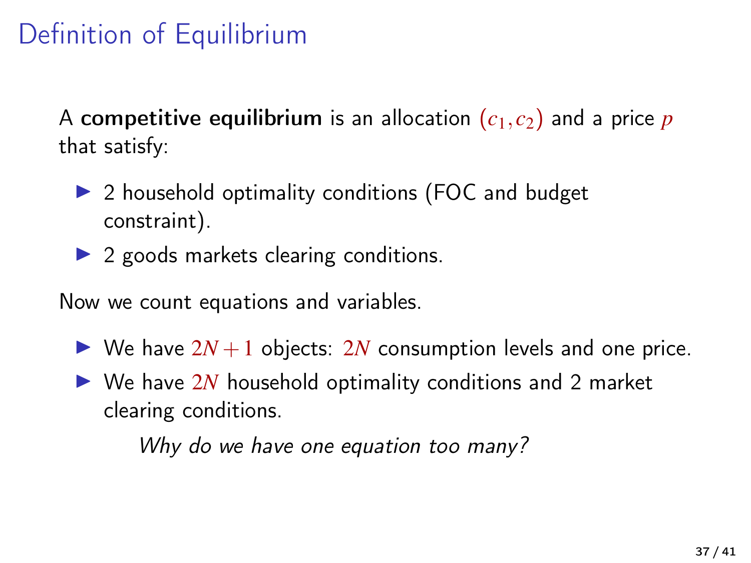# Definition of Equilibrium

A **competitive equilibrium** is an allocation $(c_1, c_2)$ and a price $p$ that satisfy:

- 2 household optimality conditions (FOC and budget constraint).
- 2 goods markets clearing conditions.

Now we count equations and variables.

- We have $2N+1$ objects: $2N$ consumption levels and one price.
- We have $2N$ household optimality conditions and 2 market clearing conditions.

*Why do we have one equation too many?*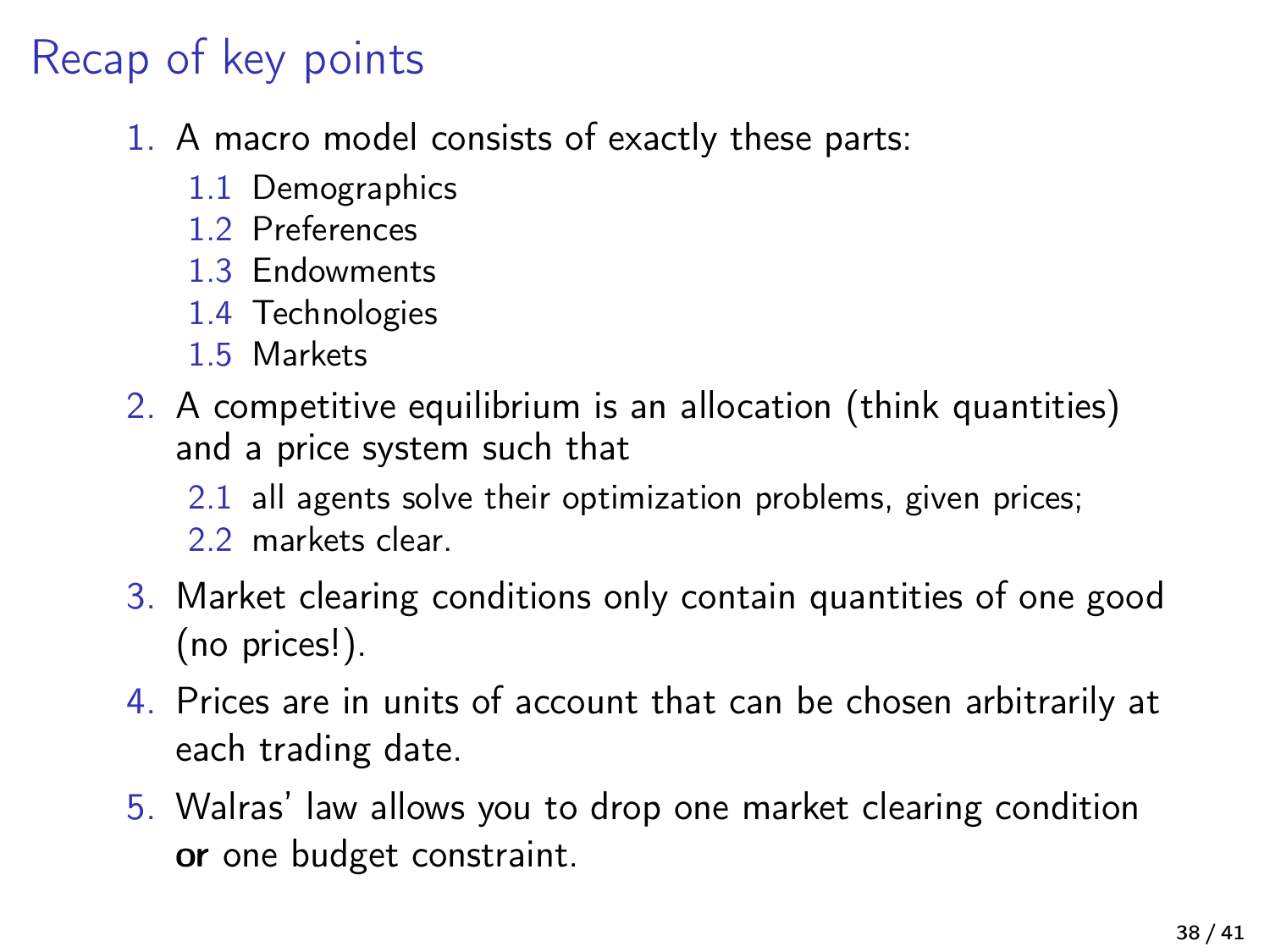# Recap of key points

1. A macro model consists of exactly these parts:
   1.1 Demographics
   1.2 Preferences
   1.3 Endowments
   1.4 Technologies
   1.5 Markets
2. A competitive equilibrium is an allocation (think quantities) and a price system such that
   2.1 all agents solve their optimization problems, given prices;
   2.2 markets clear.
3. Market clearing conditions only contain quantities of one good (no prices!).
4. Prices are in units of account that can be chosen arbitrarily at each trading date.
5. Walras' law allows you to drop one market clearing condition **or** one budget constraint.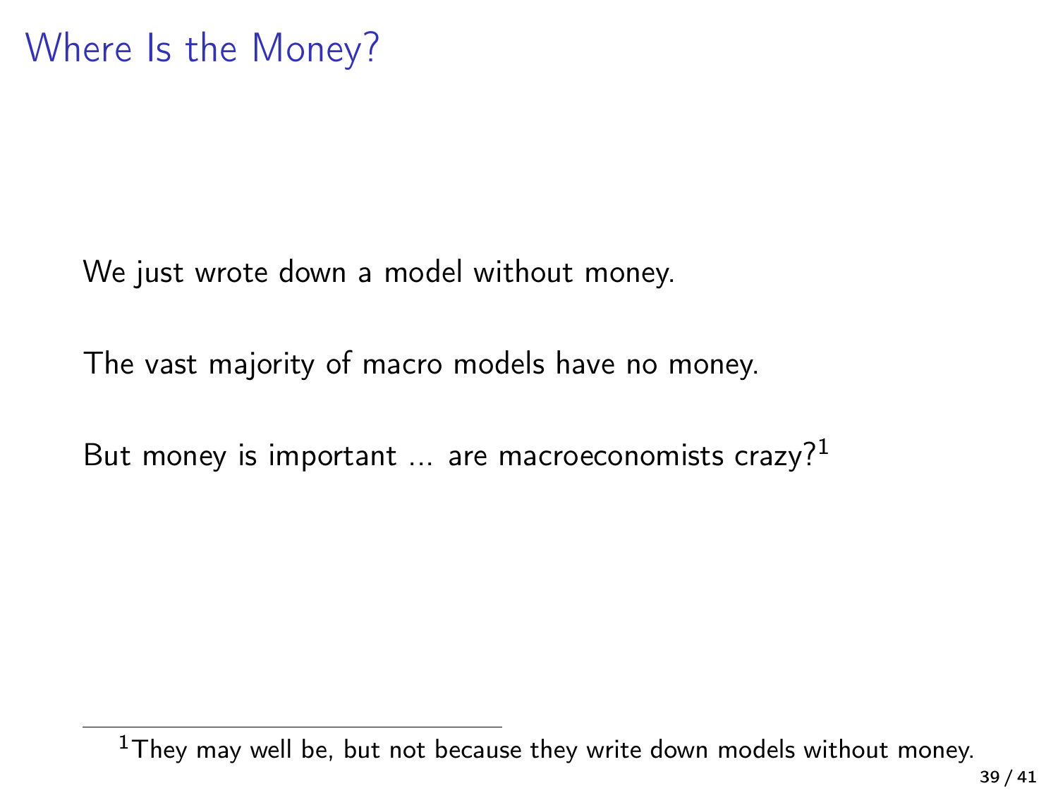# Where Is the Money?

We just wrote down a model without money.

The vast majority of macro models have no money.

But money is important ... are macroeconomists crazy?[1]

[1] They may well be, but not because they write down models without money.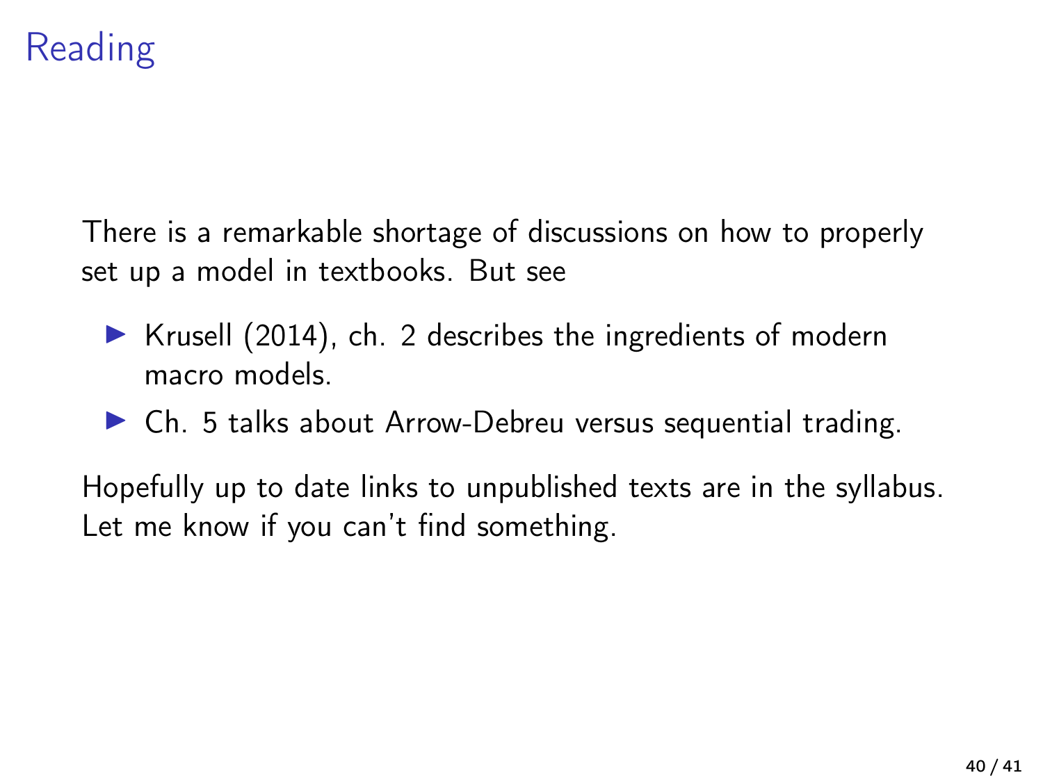# Reading

There is a remarkable shortage of discussions on how to properly set up a model in textbooks. But see

- Krusell (2014), ch. 2 describes the ingredients of modern macro models.
- Ch. 5 talks about Arrow-Debreu versus sequential trading.

Hopefully up to date links to unpublished texts are in the syllabus. Let me know if you can't find something.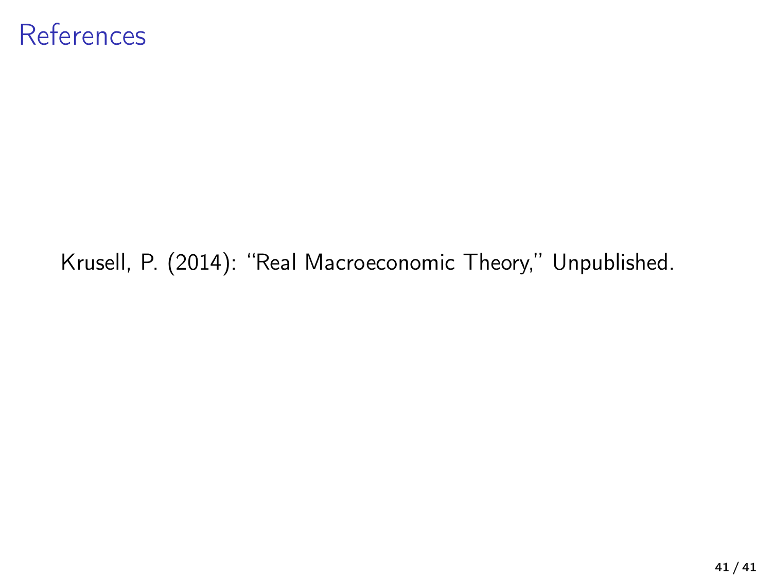# References

Krusell, P. (2014): “Real Macroeconomic Theory,” Unpublished.